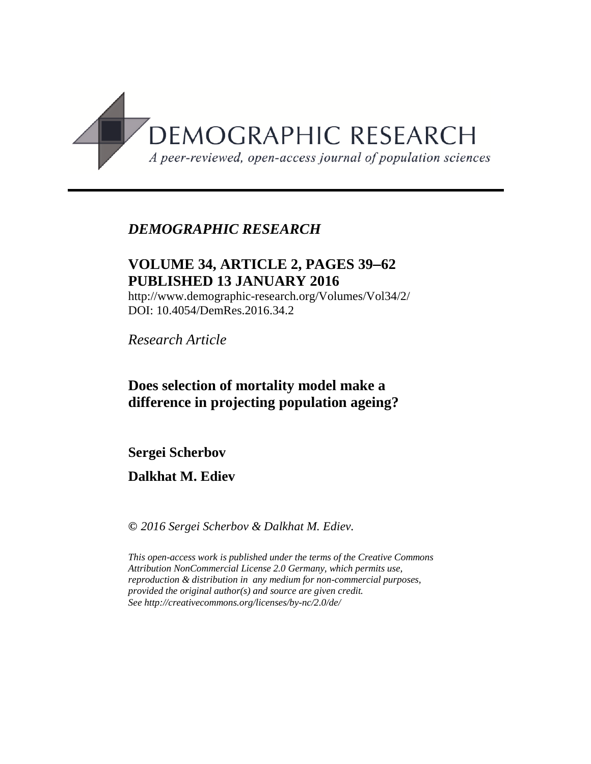DEMOGRAPHIC RESEARCH

*A peer-reviewed, open-access journal of population sciences*

*DEMOGRAPHIC RESEARCH*

**VOLUME 34, ARTICLE 2, PAGES 39–62**
**PUBLISHED 13 JANUARY 2016**

http://www.demographic-research.org/Volumes/Vol34/2/
DOI: 10.4054/DemRes.2016.34.2

*Research Article*

# Does selection of mortality model make a difference in projecting population ageing?

**Sergei Scherbov**

**Dalkhat M. Ediev**

*© 2016 Sergei Scherbov & Dalkhat M. Ediev.*

*This open-access work is published under the terms of the Creative Commons Attribution NonCommercial License 2.0 Germany, which permits use, reproduction & distribution in any medium for non-commercial purposes, provided the original author(s) and source are given credit.*
*See http://creativecommons.org/licenses/by-nc/2.0/de/*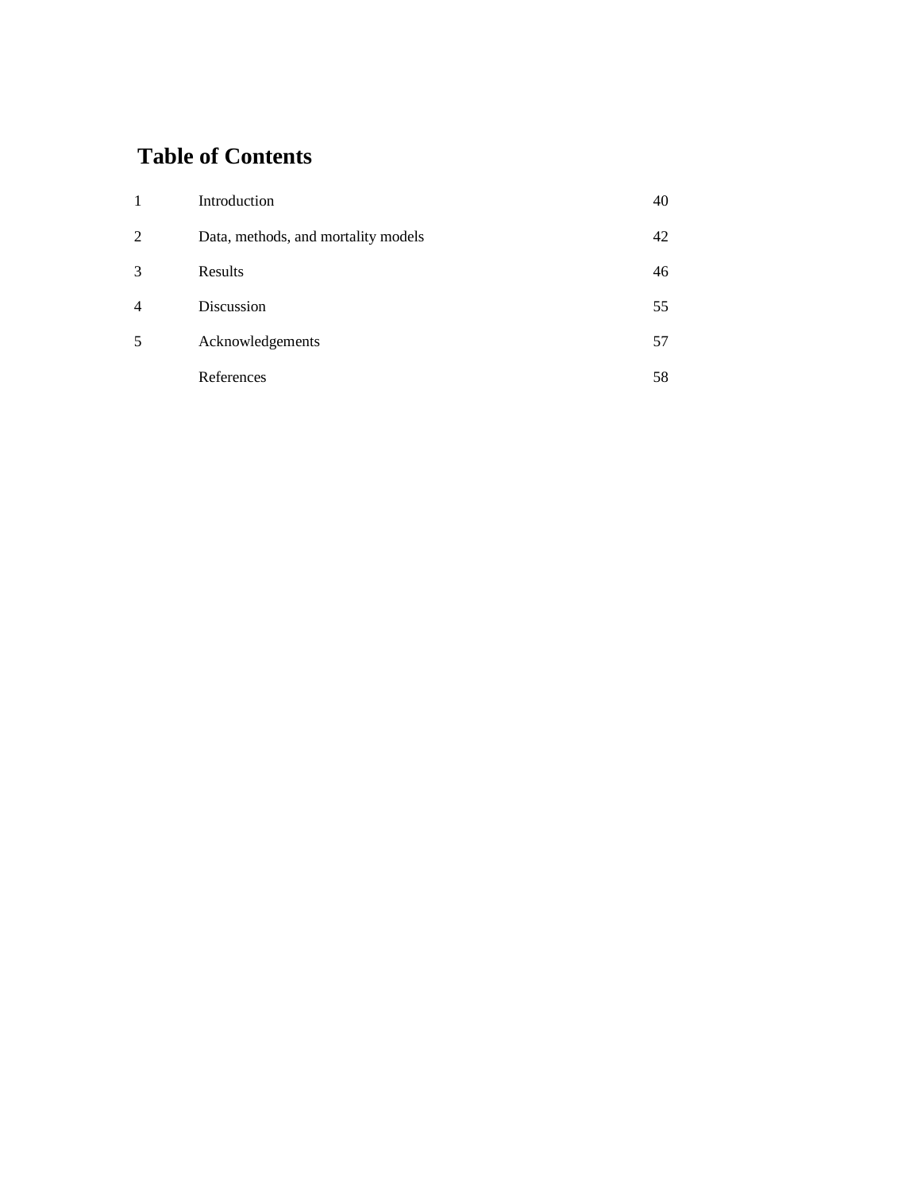# Table of Contents

| | | |
|---|---|---|
| 1 | Introduction | 40 |
| 2 | Data, methods, and mortality models | 42 |
| 3 | Results | 46 |
| 4 | Discussion | 55 |
| 5 | Acknowledgements | 57 |
| | References | 58 |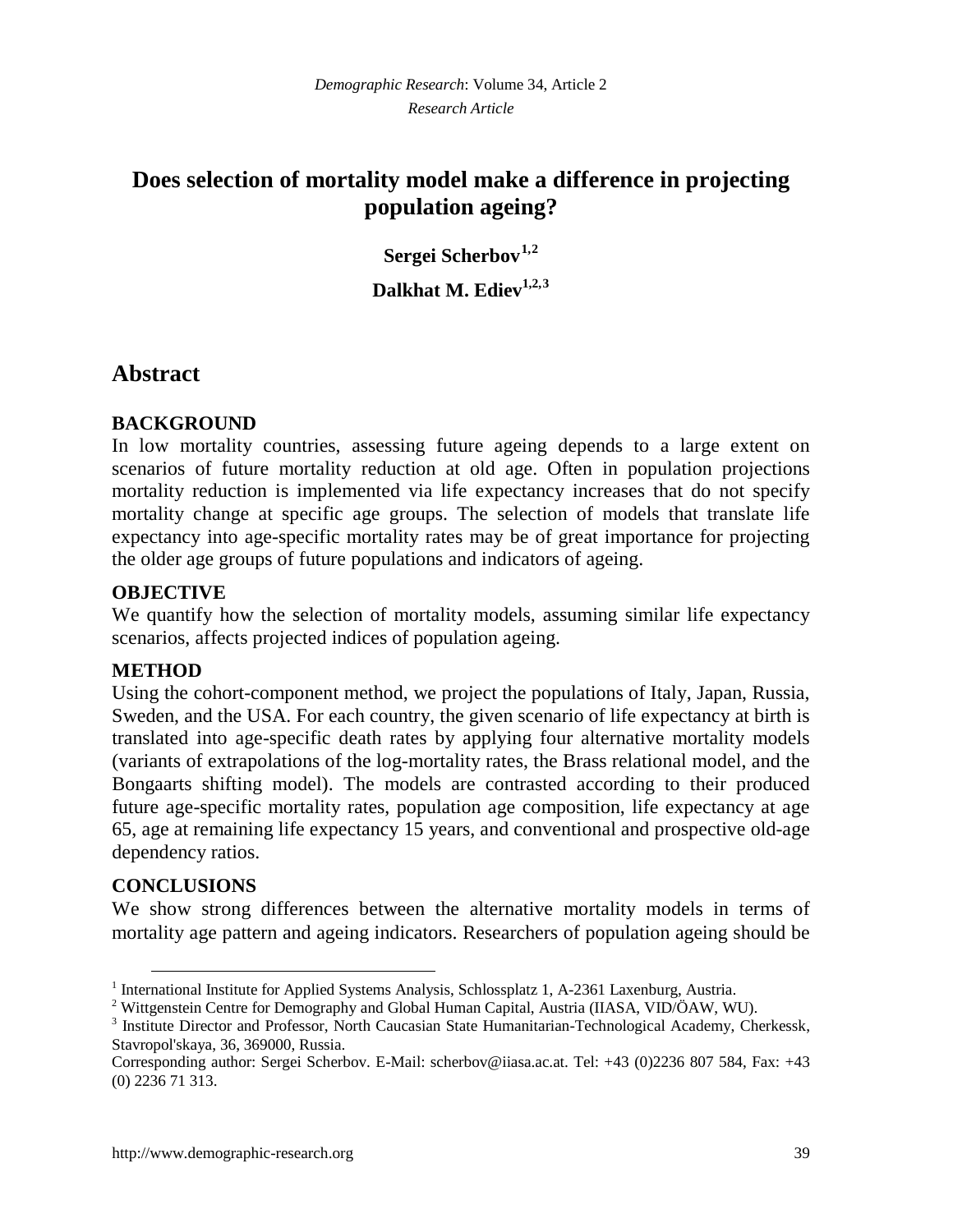*Demographic Research*: Volume 34, Article 2
*Research Article*

# Does selection of mortality model make a difference in projecting population ageing?

**Sergei Scherbov**[1,2]

**Dalkhat M. Ediev**[1,2,3]

## Abstract

### BACKGROUND

In low mortality countries, assessing future ageing depends to a large extent on scenarios of future mortality reduction at old age. Often in population projections mortality reduction is implemented via life expectancy increases that do not specify mortality change at specific age groups. The selection of models that translate life expectancy into age-specific mortality rates may be of great importance for projecting the older age groups of future populations and indicators of ageing.

### OBJECTIVE

We quantify how the selection of mortality models, assuming similar life expectancy scenarios, affects projected indices of population ageing.

### METHOD

Using the cohort-component method, we project the populations of Italy, Japan, Russia, Sweden, and the USA. For each country, the given scenario of life expectancy at birth is translated into age-specific death rates by applying four alternative mortality models (variants of extrapolations of the log-mortality rates, the Brass relational model, and the Bongaarts shifting model). The models are contrasted according to their produced future age-specific mortality rates, population age composition, life expectancy at age 65, age at remaining life expectancy 15 years, and conventional and prospective old-age dependency ratios.

### CONCLUSIONS

We show strong differences between the alternative mortality models in terms of mortality age pattern and ageing indicators. Researchers of population ageing should be

---

[1] International Institute for Applied Systems Analysis, Schlossplatz 1, A-2361 Laxenburg, Austria.

[2] Wittgenstein Centre for Demography and Global Human Capital, Austria (IIASA, VID/ÖAW, WU).

[3] Institute Director and Professor, North Caucasian State Humanitarian-Technological Academy, Cherkessk, Stavropol'skaya, 36, 369000, Russia.

Corresponding author: Sergei Scherbov. E-Mail: scherbov@iiasa.ac.at. Tel: +43 (0)2236 807 584, Fax: +43 (0) 2236 71 313.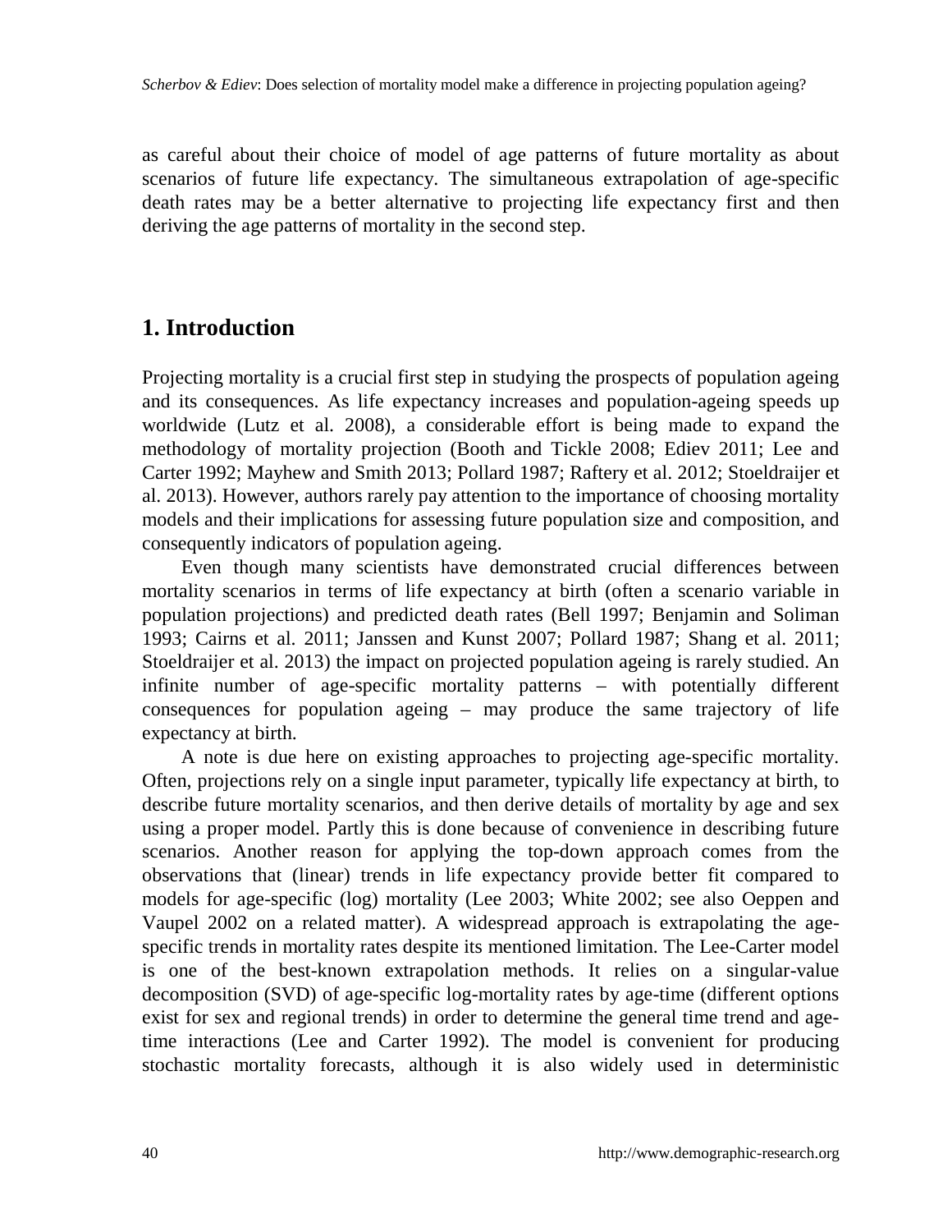as careful about their choice of model of age patterns of future mortality as about scenarios of future life expectancy. The simultaneous extrapolation of age-specific death rates may be a better alternative to projecting life expectancy first and then deriving the age patterns of mortality in the second step.

## 1. Introduction

Projecting mortality is a crucial first step in studying the prospects of population ageing and its consequences. As life expectancy increases and population-ageing speeds up worldwide (Lutz et al. 2008), a considerable effort is being made to expand the methodology of mortality projection (Booth and Tickle 2008; Ediev 2011; Lee and Carter 1992; Mayhew and Smith 2013; Pollard 1987; Raftery et al. 2012; Stoeldraijer et al. 2013). However, authors rarely pay attention to the importance of choosing mortality models and their implications for assessing future population size and composition, and consequently indicators of population ageing.

Even though many scientists have demonstrated crucial differences between mortality scenarios in terms of life expectancy at birth (often a scenario variable in population projections) and predicted death rates (Bell 1997; Benjamin and Soliman 1993; Cairns et al. 2011; Janssen and Kunst 2007; Pollard 1987; Shang et al. 2011; Stoeldraijer et al. 2013) the impact on projected population ageing is rarely studied. An infinite number of age-specific mortality patterns – with potentially different consequences for population ageing – may produce the same trajectory of life expectancy at birth.

A note is due here on existing approaches to projecting age-specific mortality. Often, projections rely on a single input parameter, typically life expectancy at birth, to describe future mortality scenarios, and then derive details of mortality by age and sex using a proper model. Partly this is done because of convenience in describing future scenarios. Another reason for applying the top-down approach comes from the observations that (linear) trends in life expectancy provide better fit compared to models for age-specific (log) mortality (Lee 2003; White 2002; see also Oeppen and Vaupel 2002 on a related matter). A widespread approach is extrapolating the age-specific trends in mortality rates despite its mentioned limitation. The Lee-Carter model is one of the best-known extrapolation methods. It relies on a singular-value decomposition (SVD) of age-specific log-mortality rates by age-time (different options exist for sex and regional trends) in order to determine the general time trend and age-time interactions (Lee and Carter 1992). The model is convenient for producing stochastic mortality forecasts, although it is also widely used in deterministic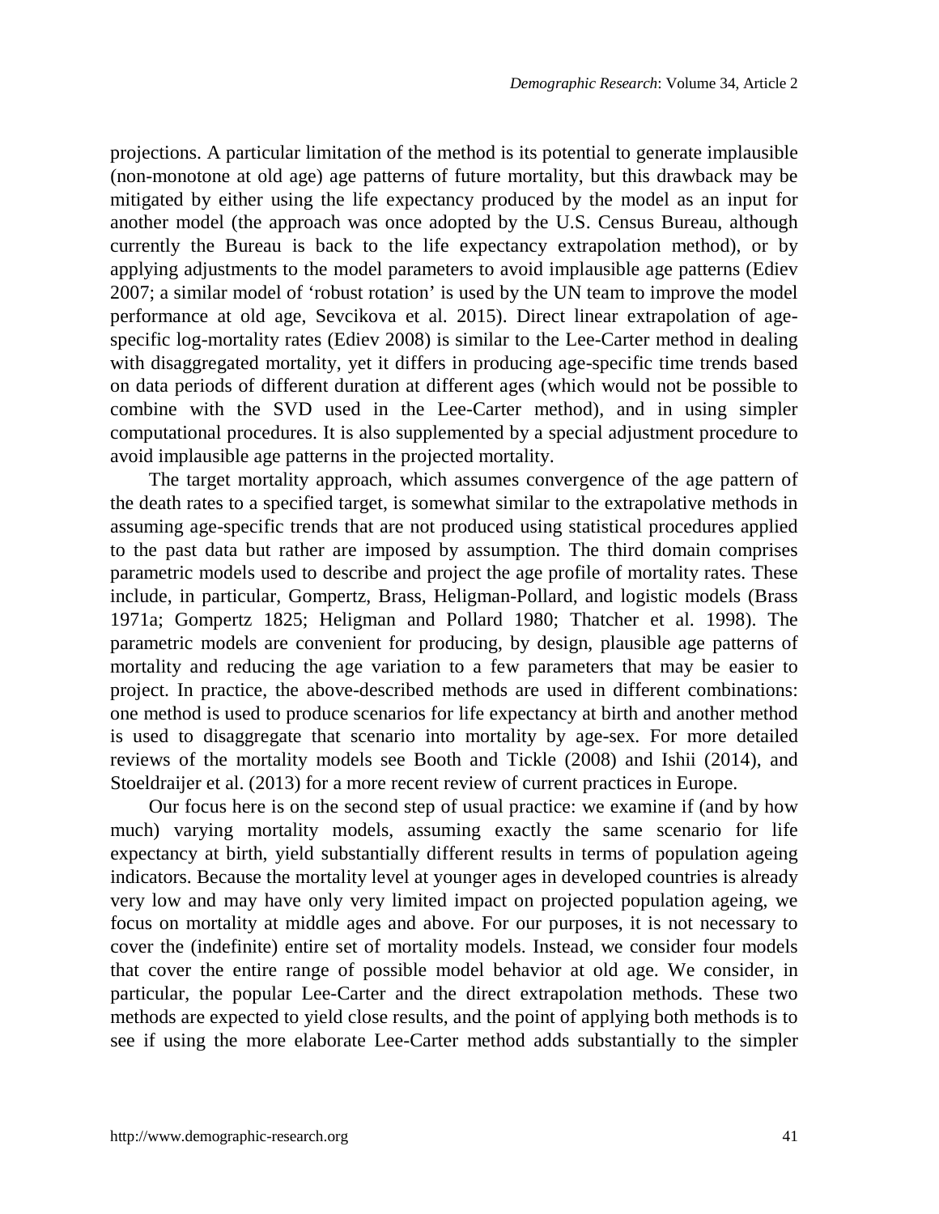projections. A particular limitation of the method is its potential to generate implausible (non-monotone at old age) age patterns of future mortality, but this drawback may be mitigated by either using the life expectancy produced by the model as an input for another model (the approach was once adopted by the U.S. Census Bureau, although currently the Bureau is back to the life expectancy extrapolation method), or by applying adjustments to the model parameters to avoid implausible age patterns (Ediev 2007; a similar model of 'robust rotation' is used by the UN team to improve the model performance at old age, Sevcikova et al. 2015). Direct linear extrapolation of age-specific log-mortality rates (Ediev 2008) is similar to the Lee-Carter method in dealing with disaggregated mortality, yet it differs in producing age-specific time trends based on data periods of different duration at different ages (which would not be possible to combine with the SVD used in the Lee-Carter method), and in using simpler computational procedures. It is also supplemented by a special adjustment procedure to avoid implausible age patterns in the projected mortality.

The target mortality approach, which assumes convergence of the age pattern of the death rates to a specified target, is somewhat similar to the extrapolative methods in assuming age-specific trends that are not produced using statistical procedures applied to the past data but rather are imposed by assumption. The third domain comprises parametric models used to describe and project the age profile of mortality rates. These include, in particular, Gompertz, Brass, Heligman-Pollard, and logistic models (Brass 1971a; Gompertz 1825; Heligman and Pollard 1980; Thatcher et al. 1998). The parametric models are convenient for producing, by design, plausible age patterns of mortality and reducing the age variation to a few parameters that may be easier to project. In practice, the above-described methods are used in different combinations: one method is used to produce scenarios for life expectancy at birth and another method is used to disaggregate that scenario into mortality by age-sex. For more detailed reviews of the mortality models see Booth and Tickle (2008) and Ishii (2014), and Stoeldraijer et al. (2013) for a more recent review of current practices in Europe.

Our focus here is on the second step of usual practice: we examine if (and by how much) varying mortality models, assuming exactly the same scenario for life expectancy at birth, yield substantially different results in terms of population ageing indicators. Because the mortality level at younger ages in developed countries is already very low and may have only very limited impact on projected population ageing, we focus on mortality at middle ages and above. For our purposes, it is not necessary to cover the (indefinite) entire set of mortality models. Instead, we consider four models that cover the entire range of possible model behavior at old age. We consider, in particular, the popular Lee-Carter and the direct extrapolation methods. These two methods are expected to yield close results, and the point of applying both methods is to see if using the more elaborate Lee-Carter method adds substantially to the simpler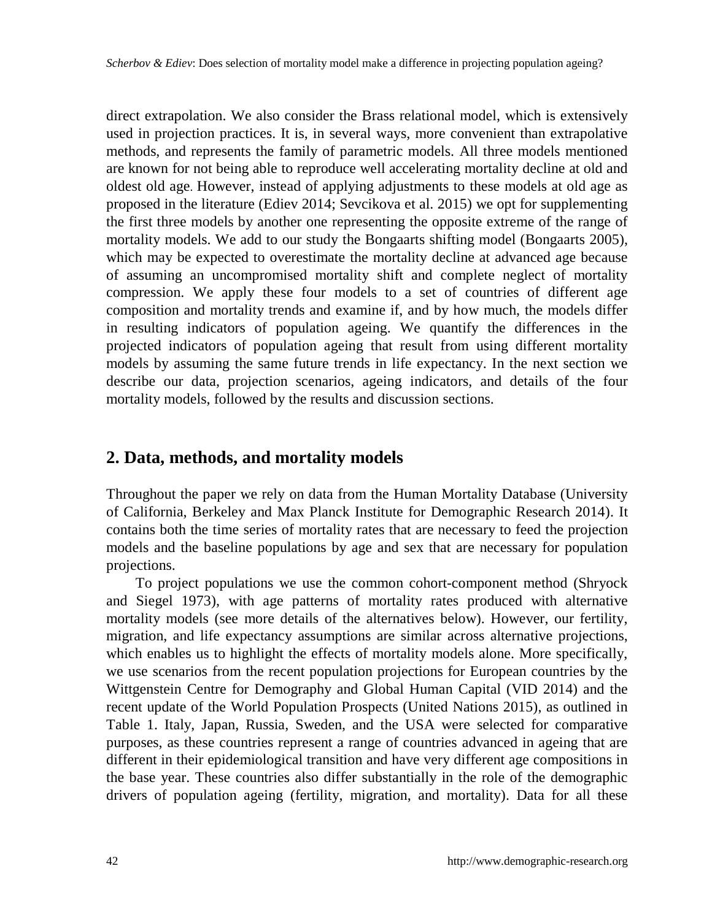direct extrapolation. We also consider the Brass relational model, which is extensively used in projection practices. It is, in several ways, more convenient than extrapolative methods, and represents the family of parametric models. All three models mentioned are known for not being able to reproduce well accelerating mortality decline at old and oldest old age. However, instead of applying adjustments to these models at old age as proposed in the literature (Ediev 2014; Sevcikova et al. 2015) we opt for supplementing the first three models by another one representing the opposite extreme of the range of mortality models. We add to our study the Bongaarts shifting model (Bongaarts 2005), which may be expected to overestimate the mortality decline at advanced age because of assuming an uncompromised mortality shift and complete neglect of mortality compression. We apply these four models to a set of countries of different age composition and mortality trends and examine if, and by how much, the models differ in resulting indicators of population ageing. We quantify the differences in the projected indicators of population ageing that result from using different mortality models by assuming the same future trends in life expectancy. In the next section we describe our data, projection scenarios, ageing indicators, and details of the four mortality models, followed by the results and discussion sections.

## 2. Data, methods, and mortality models

Throughout the paper we rely on data from the Human Mortality Database (University of California, Berkeley and Max Planck Institute for Demographic Research 2014). It contains both the time series of mortality rates that are necessary to feed the projection models and the baseline populations by age and sex that are necessary for population projections.

To project populations we use the common cohort-component method (Shryock and Siegel 1973), with age patterns of mortality rates produced with alternative mortality models (see more details of the alternatives below). However, our fertility, migration, and life expectancy assumptions are similar across alternative projections, which enables us to highlight the effects of mortality models alone. More specifically, we use scenarios from the recent population projections for European countries by the Wittgenstein Centre for Demography and Global Human Capital (VID 2014) and the recent update of the World Population Prospects (United Nations 2015), as outlined in Table 1. Italy, Japan, Russia, Sweden, and the USA were selected for comparative purposes, as these countries represent a range of countries advanced in ageing that are different in their epidemiological transition and have very different age compositions in the base year. These countries also differ substantially in the role of the demographic drivers of population ageing (fertility, migration, and mortality). Data for all these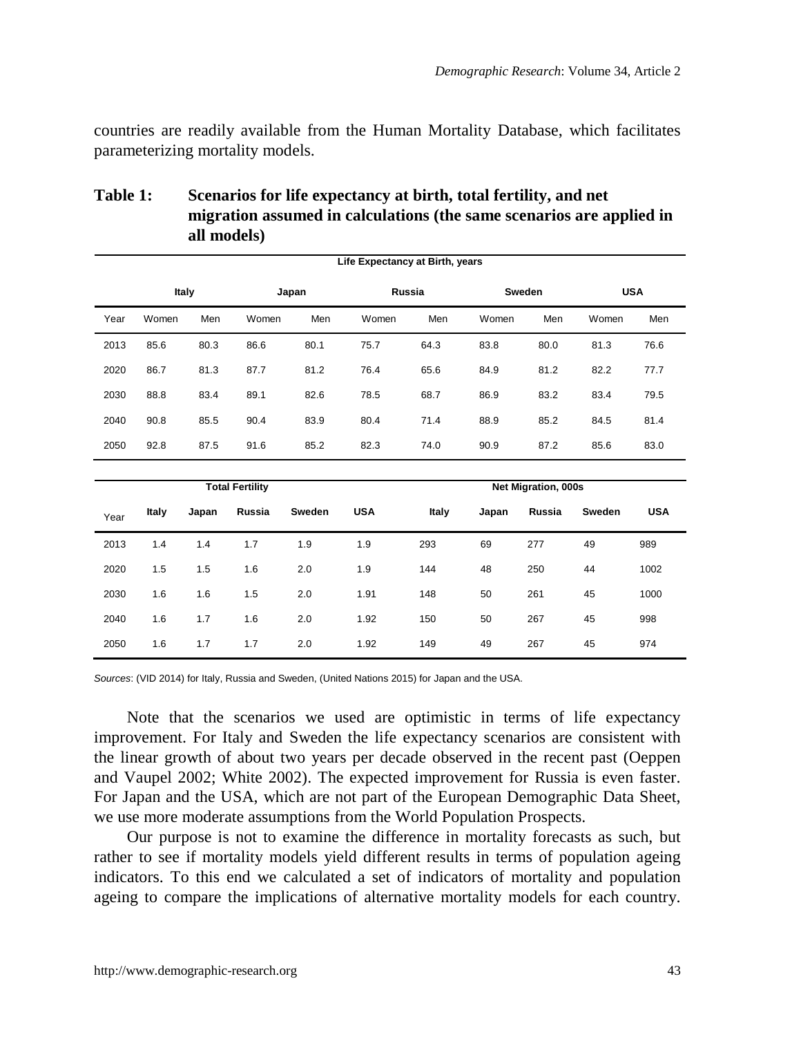countries are readily available from the Human Mortality Database, which facilitates parameterizing mortality models.

**Table 1: Scenarios for life expectancy at birth, total fertility, and net migration assumed in calculations (the same scenarios are applied in all models)**

| Life Expectancy at Birth, years | | | | | | | | | | |
|---|---|---|---|---|---|---|---|---|---|---|
| | Italy | | Japan | | Russia | | Sweden | | USA | |
| Year | Women | Men | Women | Men | Women | Men | Women | Men | Women | Men |
| 2013 | 85.6 | 80.3 | 86.6 | 80.1 | 75.7 | 64.3 | 83.8 | 80.0 | 81.3 | 76.6 |
| 2020 | 86.7 | 81.3 | 87.7 | 81.2 | 76.4 | 65.6 | 84.9 | 81.2 | 82.2 | 77.7 |
| 2030 | 88.8 | 83.4 | 89.1 | 82.6 | 78.5 | 68.7 | 86.9 | 83.2 | 83.4 | 79.5 |
| 2040 | 90.8 | 85.5 | 90.4 | 83.9 | 80.4 | 71.4 | 88.9 | 85.2 | 84.5 | 81.4 |
| 2050 | 92.8 | 87.5 | 91.6 | 85.2 | 82.3 | 74.0 | 90.9 | 87.2 | 85.6 | 83.0 |

| | Total Fertility | | | | | Net Migration, 000s | | | | |
|---|---|---|---|---|---|---|---|---|---|---|
| Year | Italy | Japan | Russia | Sweden | USA | Italy | Japan | Russia | Sweden | USA |
| 2013 | 1.4 | 1.4 | 1.7 | 1.9 | 1.9 | 293 | 69 | 277 | 49 | 989 |
| 2020 | 1.5 | 1.5 | 1.6 | 2.0 | 1.9 | 144 | 48 | 250 | 44 | 1002 |
| 2030 | 1.6 | 1.6 | 1.5 | 2.0 | 1.91 | 148 | 50 | 261 | 45 | 1000 |
| 2040 | 1.6 | 1.7 | 1.6 | 2.0 | 1.92 | 150 | 50 | 267 | 45 | 998 |
| 2050 | 1.6 | 1.7 | 1.7 | 2.0 | 1.92 | 149 | 49 | 267 | 45 | 974 |

*Sources*: (VID 2014) for Italy, Russia and Sweden, (United Nations 2015) for Japan and the USA.

Note that the scenarios we used are optimistic in terms of life expectancy improvement. For Italy and Sweden the life expectancy scenarios are consistent with the linear growth of about two years per decade observed in the recent past (Oeppen and Vaupel 2002; White 2002). The expected improvement for Russia is even faster. For Japan and the USA, which are not part of the European Demographic Data Sheet, we use more moderate assumptions from the World Population Prospects.

Our purpose is not to examine the difference in mortality forecasts as such, but rather to see if mortality models yield different results in terms of population ageing indicators. To this end we calculated a set of indicators of mortality and population ageing to compare the implications of alternative mortality models for each country.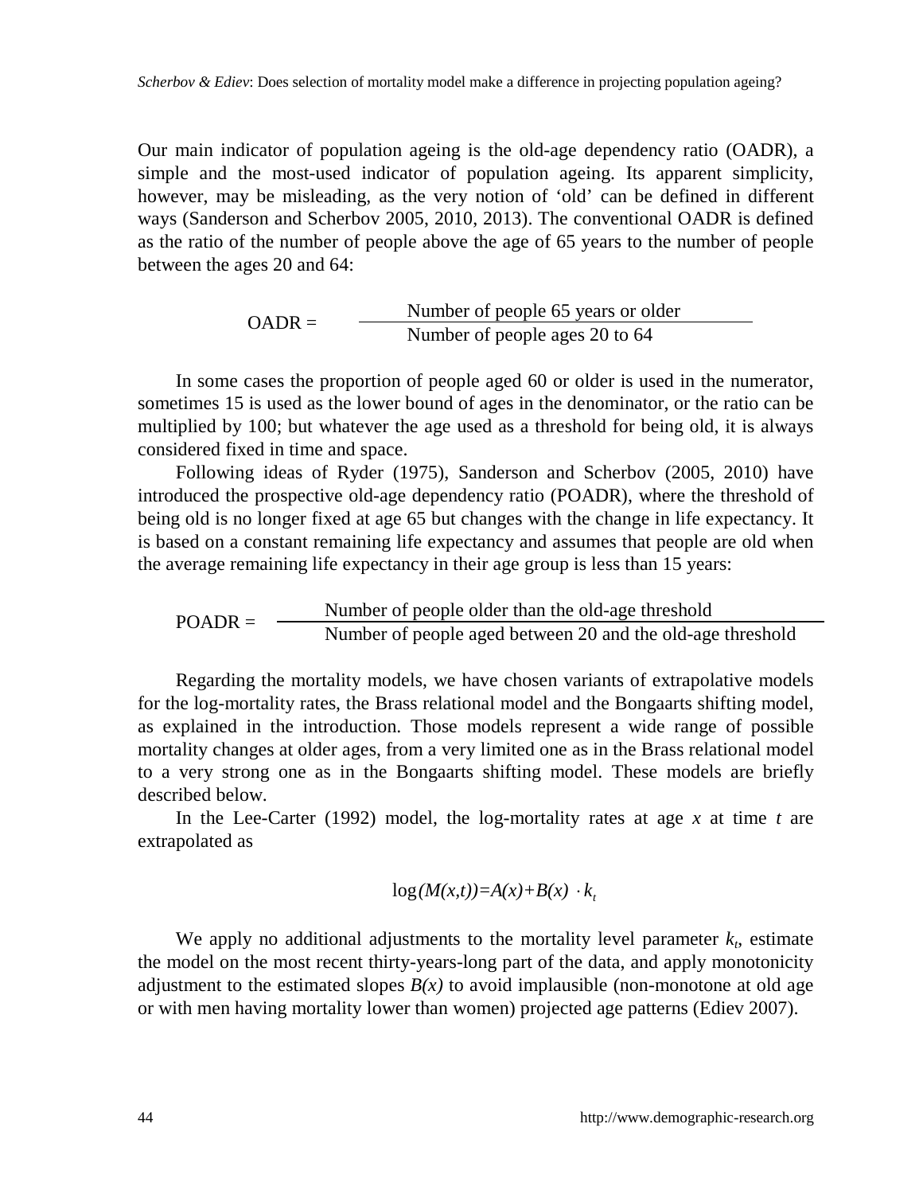Our main indicator of population ageing is the old-age dependency ratio (OADR), a simple and the most-used indicator of population ageing. Its apparent simplicity, however, may be misleading, as the very notion of 'old' can be defined in different ways (Sanderson and Scherbov 2005, 2010, 2013). The conventional OADR is defined as the ratio of the number of people above the age of 65 years to the number of people between the ages 20 and 64:

$$\text{OADR} = \frac{\text{Number of people 65 years or older}}{\text{Number of people ages 20 to 64}}$$

In some cases the proportion of people aged 60 or older is used in the numerator, sometimes 15 is used as the lower bound of ages in the denominator, or the ratio can be multiplied by 100; but whatever the age used as a threshold for being old, it is always considered fixed in time and space.

Following ideas of Ryder (1975), Sanderson and Scherbov (2005, 2010) have introduced the prospective old-age dependency ratio (POADR), where the threshold of being old is no longer fixed at age 65 but changes with the change in life expectancy. It is based on a constant remaining life expectancy and assumes that people are old when the average remaining life expectancy in their age group is less than 15 years:

$$\text{POADR} = \frac{\text{Number of people older than the old-age threshold}}{\text{Number of people aged between 20 and the old-age threshold}}$$

Regarding the mortality models, we have chosen variants of extrapolative models for the log-mortality rates, the Brass relational model and the Bongaarts shifting model, as explained in the introduction. Those models represent a wide range of possible mortality changes at older ages, from a very limited one as in the Brass relational model to a very strong one as in the Bongaarts shifting model. These models are briefly described below.

In the Lee-Carter (1992) model, the log-mortality rates at age $x$ at time $t$ are extrapolated as

$$\log(M(x,t)) = A(x) + B(x) \cdot k_t$$

We apply no additional adjustments to the mortality level parameter $k_t$, estimate the model on the most recent thirty-years-long part of the data, and apply monotonicity adjustment to the estimated slopes $B(x)$ to avoid implausible (non-monotone at old age or with men having mortality lower than women) projected age patterns (Ediev 2007).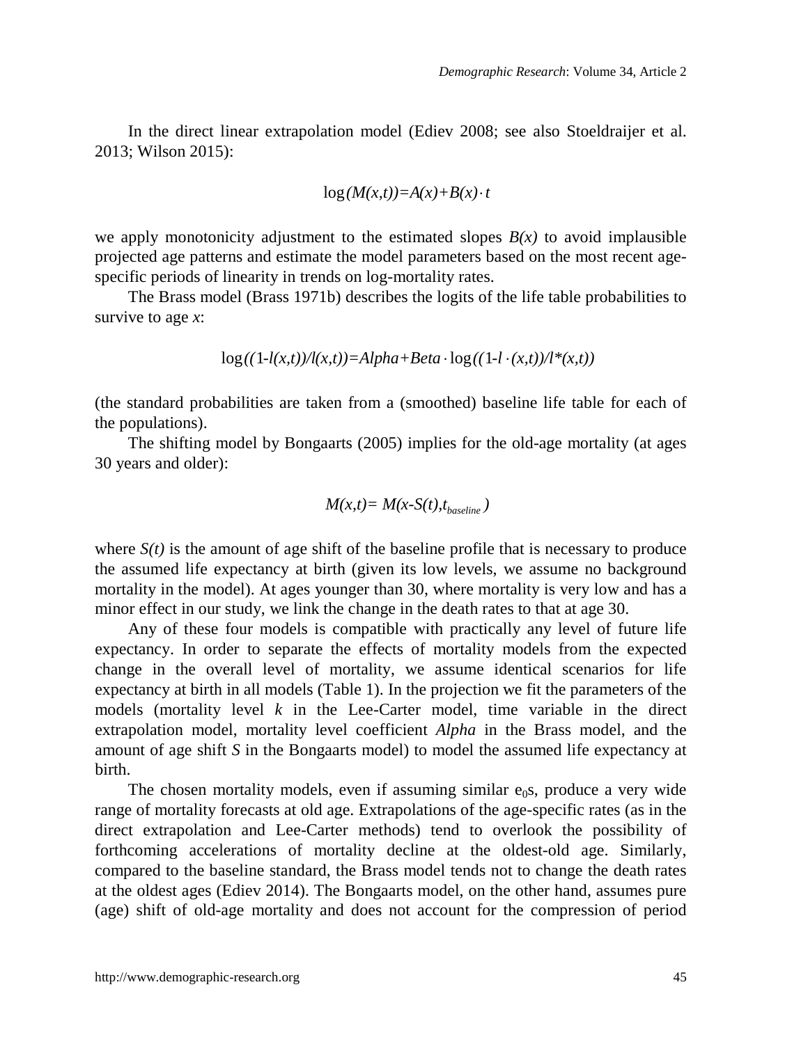In the direct linear extrapolation model (Ediev 2008; see also Stoeldraijer et al. 2013; Wilson 2015):

$$\log(M(x,t)) = A(x) + B(x) \cdot t$$

we apply monotonicity adjustment to the estimated slopes $B(x)$ to avoid implausible projected age patterns and estimate the model parameters based on the most recent age-specific periods of linearity in trends on log-mortality rates.

The Brass model (Brass 1971b) describes the logits of the life table probabilities to survive to age $x$:

$$\log((1-l(x,t))/l(x,t)) = Alpha + Beta \cdot \log((1-l \cdot (x,t))/l^*(x,t))$$

(the standard probabilities are taken from a (smoothed) baseline life table for each of the populations).

The shifting model by Bongaarts (2005) implies for the old-age mortality (at ages 30 years and older):

$$M(x,t) = M(x-S(t), t_{baseline})$$

where $S(t)$ is the amount of age shift of the baseline profile that is necessary to produce the assumed life expectancy at birth (given its low levels, we assume no background mortality in the model). At ages younger than 30, where mortality is very low and has a minor effect in our study, we link the change in the death rates to that at age 30.

Any of these four models is compatible with practically any level of future life expectancy. In order to separate the effects of mortality models from the expected change in the overall level of mortality, we assume identical scenarios for life expectancy at birth in all models (Table 1). In the projection we fit the parameters of the models (mortality level $k$ in the Lee-Carter model, time variable in the direct extrapolation model, mortality level coefficient *Alpha* in the Brass model, and the amount of age shift $S$ in the Bongaarts model) to model the assumed life expectancy at birth.

The chosen mortality models, even if assuming similar $e_0$s, produce a very wide range of mortality forecasts at old age. Extrapolations of the age-specific rates (as in the direct extrapolation and Lee-Carter methods) tend to overlook the possibility of forthcoming accelerations of mortality decline at the oldest-old age. Similarly, compared to the baseline standard, the Brass model tends not to change the death rates at the oldest ages (Ediev 2014). The Bongaarts model, on the other hand, assumes pure (age) shift of old-age mortality and does not account for the compression of period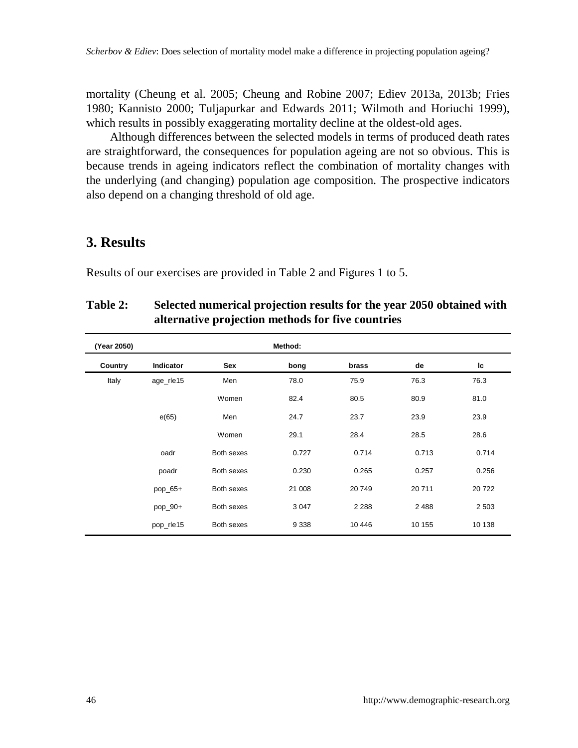mortality (Cheung et al. 2005; Cheung and Robine 2007; Ediev 2013a, 2013b; Fries 1980; Kannisto 2000; Tuljapurkar and Edwards 2011; Wilmoth and Horiuchi 1999), which results in possibly exaggerating mortality decline at the oldest-old ages.

Although differences between the selected models in terms of produced death rates are straightforward, the consequences for population ageing are not so obvious. This is because trends in ageing indicators reflect the combination of mortality changes with the underlying (and changing) population age composition. The prospective indicators also depend on a changing threshold of old age.

## 3. Results

Results of our exercises are provided in Table 2 and Figures 1 to 5.

**Table 2: Selected numerical projection results for the year 2050 obtained with alternative projection methods for five countries**

| (Year 2050) | | | Method: | | | |
|---|---|---|---|---|---|---|
| **Country** | **Indicator** | **Sex** | **bong** | **brass** | **de** | **lc** |
| Italy | age_rle15 | Men | 78.0 | 75.9 | 76.3 | 76.3 |
| | | Women | 82.4 | 80.5 | 80.9 | 81.0 |
| | e(65) | Men | 24.7 | 23.7 | 23.9 | 23.9 |
| | | Women | 29.1 | 28.4 | 28.5 | 28.6 |
| | oadr | Both sexes | 0.727 | 0.714 | 0.713 | 0.714 |
| | poadr | Both sexes | 0.230 | 0.265 | 0.257 | 0.256 |
| | pop_65+ | Both sexes | 21 008 | 20 749 | 20 711 | 20 722 |
| | pop_90+ | Both sexes | 3 047 | 2 288 | 2 488 | 2 503 |
| | pop_rle15 | Both sexes | 9 338 | 10 446 | 10 155 | 10 138 |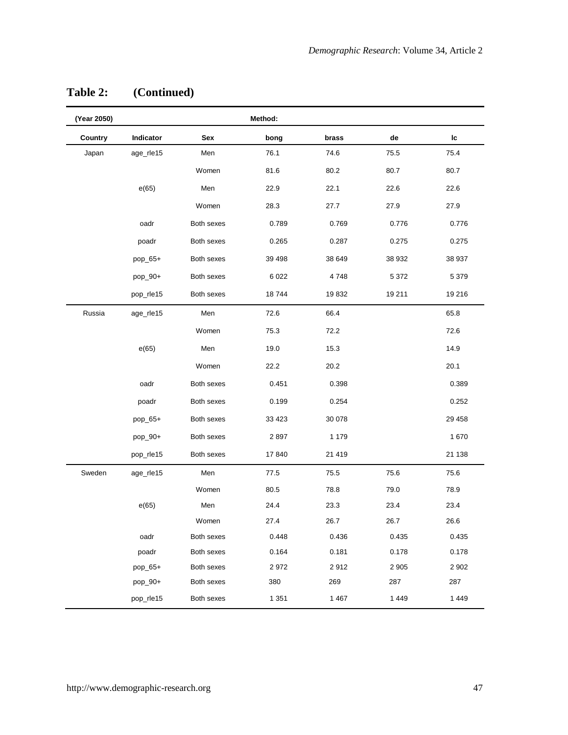**Table 2: (Continued)**

| (Year 2050) | | | Method: | | | |
|---|---|---|---|---|---|---|
| **Country** | **Indicator** | **Sex** | **bong** | **brass** | **de** | **lc** |
| Japan | age_rle15 | Men | 76.1 | 74.6 | 75.5 | 75.4 |
| | | Women | 81.6 | 80.2 | 80.7 | 80.7 |
| | e(65) | Men | 22.9 | 22.1 | 22.6 | 22.6 |
| | | Women | 28.3 | 27.7 | 27.9 | 27.9 |
| | oadr | Both sexes | 0.789 | 0.769 | 0.776 | 0.776 |
| | poadr | Both sexes | 0.265 | 0.287 | 0.275 | 0.275 |
| | pop_65+ | Both sexes | 39 498 | 38 649 | 38 932 | 38 937 |
| | pop_90+ | Both sexes | 6 022 | 4 748 | 5 372 | 5 379 |
| | pop_rle15 | Both sexes | 18 744 | 19 832 | 19 211 | 19 216 |
| Russia | age_rle15 | Men | 72.6 | 66.4 | | 65.8 |
| | | Women | 75.3 | 72.2 | | 72.6 |
| | e(65) | Men | 19.0 | 15.3 | | 14.9 |
| | | Women | 22.2 | 20.2 | | 20.1 |
| | oadr | Both sexes | 0.451 | 0.398 | | 0.389 |
| | poadr | Both sexes | 0.199 | 0.254 | | 0.252 |
| | pop_65+ | Both sexes | 33 423 | 30 078 | | 29 458 |
| | pop_90+ | Both sexes | 2 897 | 1 179 | | 1 670 |
| | pop_rle15 | Both sexes | 17 840 | 21 419 | | 21 138 |
| Sweden | age_rle15 | Men | 77.5 | 75.5 | 75.6 | 75.6 |
| | | Women | 80.5 | 78.8 | 79.0 | 78.9 |
| | e(65) | Men | 24.4 | 23.3 | 23.4 | 23.4 |
| | | Women | 27.4 | 26.7 | 26.7 | 26.6 |
| | oadr | Both sexes | 0.448 | 0.436 | 0.435 | 0.435 |
| | poadr | Both sexes | 0.164 | 0.181 | 0.178 | 0.178 |
| | pop_65+ | Both sexes | 2 972 | 2 912 | 2 905 | 2 902 |
| | pop_90+ | Both sexes | 380 | 269 | 287 | 287 |
| | pop_rle15 | Both sexes | 1 351 | 1 467 | 1 449 | 1 449 |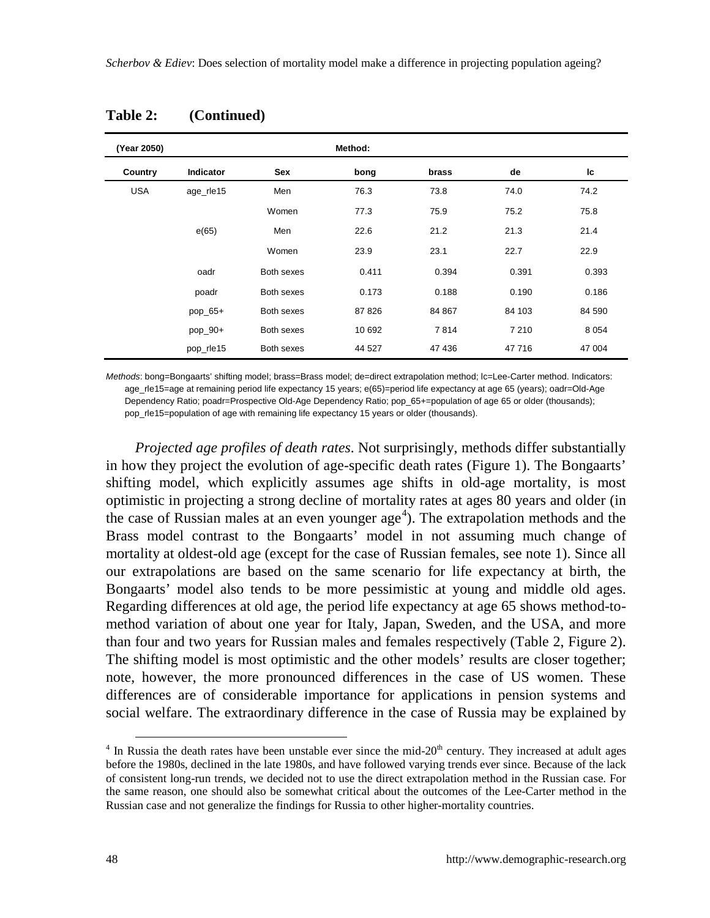**Table 2: (Continued)**

| (Year 2050) | | | Method: | | | |
|---|---|---|---|---|---|---|
| Country | Indicator | Sex | bong | brass | de | lc |
| USA | age_rle15 | Men | 76.3 | 73.8 | 74.0 | 74.2 |
| | | Women | 77.3 | 75.9 | 75.2 | 75.8 |
| | e(65) | Men | 22.6 | 21.2 | 21.3 | 21.4 |
| | | Women | 23.9 | 23.1 | 22.7 | 22.9 |
| | oadr | Both sexes | 0.411 | 0.394 | 0.391 | 0.393 |
| | poadr | Both sexes | 0.173 | 0.188 | 0.190 | 0.186 |
| | pop_65+ | Both sexes | 87 826 | 84 867 | 84 103 | 84 590 |
| | pop_90+ | Both sexes | 10 692 | 7 814 | 7 210 | 8 054 |
| | pop_rle15 | Both sexes | 44 527 | 47 436 | 47 716 | 47 004 |

*Methods*: bong=Bongaarts' shifting model; brass=Brass model; de=direct extrapolation method; lc=Lee-Carter method. Indicators: age_rle15=age at remaining period life expectancy 15 years; e(65)=period life expectancy at age 65 (years); oadr=Old-Age Dependency Ratio; poadr=Prospective Old-Age Dependency Ratio; pop_65+=population of age 65 or older (thousands); pop_rle15=population of age with remaining life expectancy 15 years or older (thousands).

*Projected age profiles of death rates*. Not surprisingly, methods differ substantially in how they project the evolution of age-specific death rates (Figure 1). The Bongaarts' shifting model, which explicitly assumes age shifts in old-age mortality, is most optimistic in projecting a strong decline of mortality rates at ages 80 years and older (in the case of Russian males at an even younger age[4]). The extrapolation methods and the Brass model contrast to the Bongaarts' model in not assuming much change of mortality at oldest-old age (except for the case of Russian females, see note 1). Since all our extrapolations are based on the same scenario for life expectancy at birth, the Bongaarts' model also tends to be more pessimistic at young and middle old ages. Regarding differences at old age, the period life expectancy at age 65 shows method-to-method variation of about one year for Italy, Japan, Sweden, and the USA, and more than four and two years for Russian males and females respectively (Table 2, Figure 2). The shifting model is most optimistic and the other models' results are closer together; note, however, the more pronounced differences in the case of US women. These differences are of considerable importance for applications in pension systems and social welfare. The extraordinary difference in the case of Russia may be explained by

[4] In Russia the death rates have been unstable ever since the mid-20th century. They increased at adult ages before the 1980s, declined in the late 1980s, and have followed varying trends ever since. Because of the lack of consistent long-run trends, we decided not to use the direct extrapolation method in the Russian case. For the same reason, one should also be somewhat critical about the outcomes of the Lee-Carter method in the Russian case and not generalize the findings for Russia to other higher-mortality countries.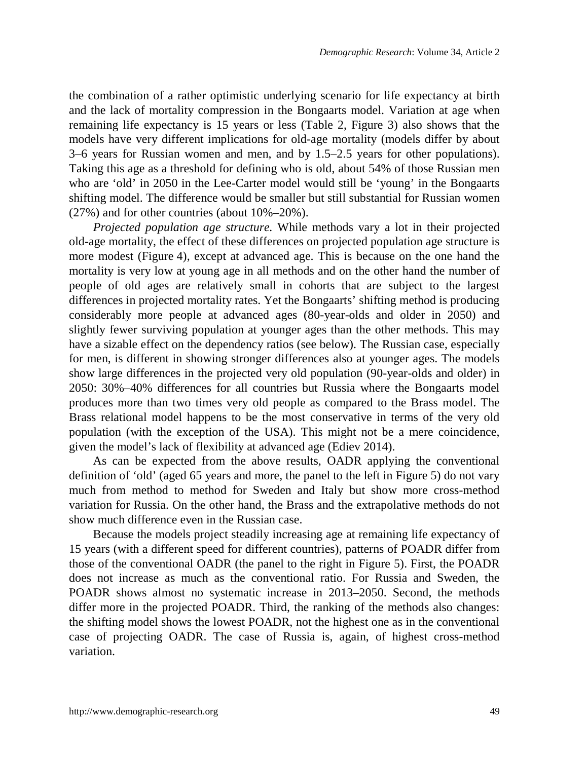the combination of a rather optimistic underlying scenario for life expectancy at birth and the lack of mortality compression in the Bongaarts model. Variation at age when remaining life expectancy is 15 years or less (Table 2, Figure 3) also shows that the models have very different implications for old-age mortality (models differ by about 3–6 years for Russian women and men, and by 1.5–2.5 years for other populations). Taking this age as a threshold for defining who is old, about 54% of those Russian men who are 'old' in 2050 in the Lee-Carter model would still be 'young' in the Bongaarts shifting model. The difference would be smaller but still substantial for Russian women (27%) and for other countries (about 10%–20%).

*Projected population age structure.* While methods vary a lot in their projected old-age mortality, the effect of these differences on projected population age structure is more modest (Figure 4), except at advanced age. This is because on the one hand the mortality is very low at young age in all methods and on the other hand the number of people of old ages are relatively small in cohorts that are subject to the largest differences in projected mortality rates. Yet the Bongaarts' shifting method is producing considerably more people at advanced ages (80-year-olds and older in 2050) and slightly fewer surviving population at younger ages than the other methods. This may have a sizable effect on the dependency ratios (see below). The Russian case, especially for men, is different in showing stronger differences also at younger ages. The models show large differences in the projected very old population (90-year-olds and older) in 2050: 30%–40% differences for all countries but Russia where the Bongaarts model produces more than two times very old people as compared to the Brass model. The Brass relational model happens to be the most conservative in terms of the very old population (with the exception of the USA). This might not be a mere coincidence, given the model's lack of flexibility at advanced age (Ediev 2014).

As can be expected from the above results, OADR applying the conventional definition of 'old' (aged 65 years and more, the panel to the left in Figure 5) do not vary much from method to method for Sweden and Italy but show more cross-method variation for Russia. On the other hand, the Brass and the extrapolative methods do not show much difference even in the Russian case.

Because the models project steadily increasing age at remaining life expectancy of 15 years (with a different speed for different countries), patterns of POADR differ from those of the conventional OADR (the panel to the right in Figure 5). First, the POADR does not increase as much as the conventional ratio. For Russia and Sweden, the POADR shows almost no systematic increase in 2013–2050. Second, the methods differ more in the projected POADR. Third, the ranking of the methods also changes: the shifting model shows the lowest POADR, not the highest one as in the conventional case of projecting OADR. The case of Russia is, again, of highest cross-method variation.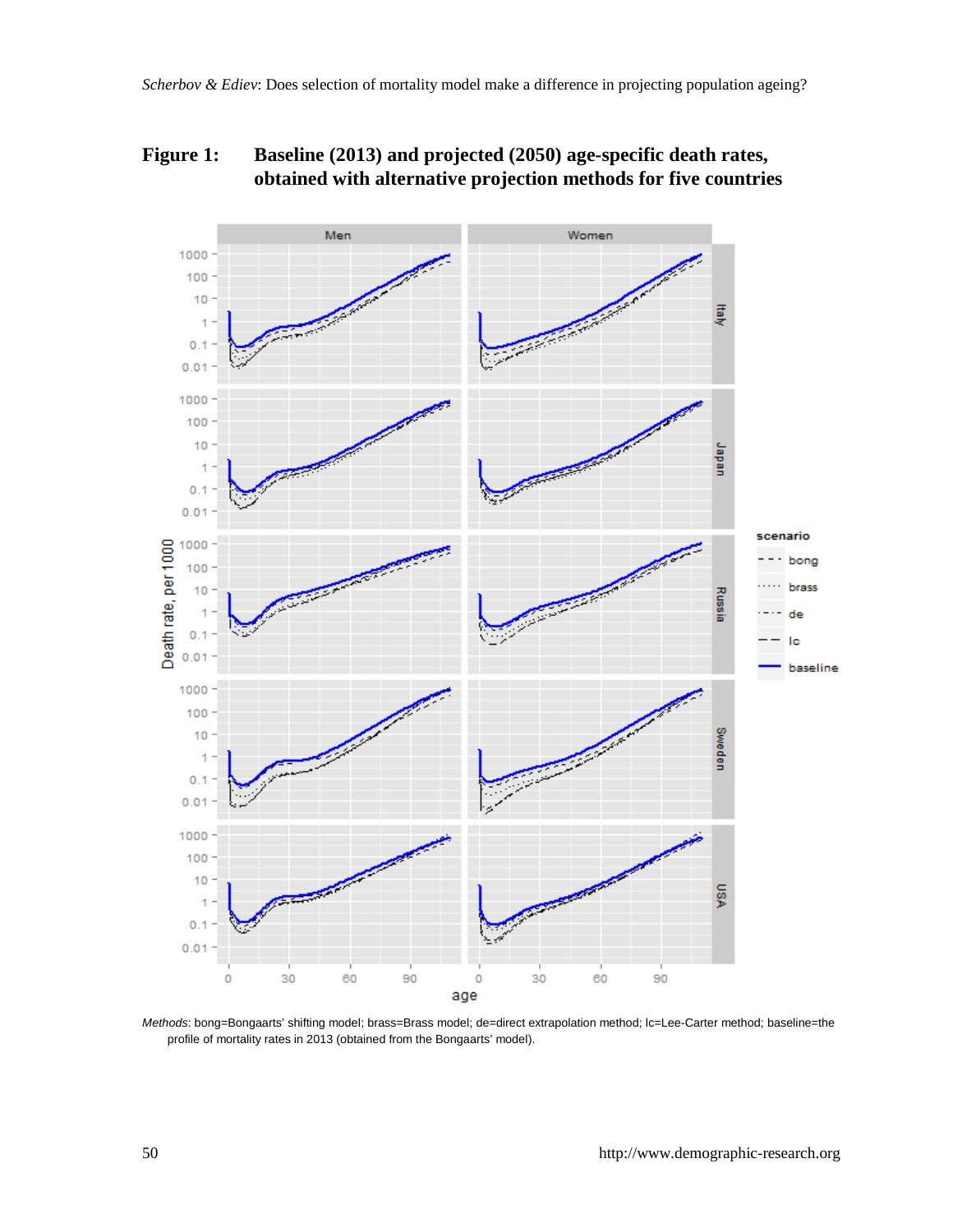**Figure 1: Baseline (2013) and projected (2050) age-specific death rates, obtained with alternative projection methods for five countries**

*Methods*: bong=Bongaarts' shifting model; brass=Brass model; de=direct extrapolation method; lc=Lee-Carter method; baseline=the profile of mortality rates in 2013 (obtained from the Bongaarts' model).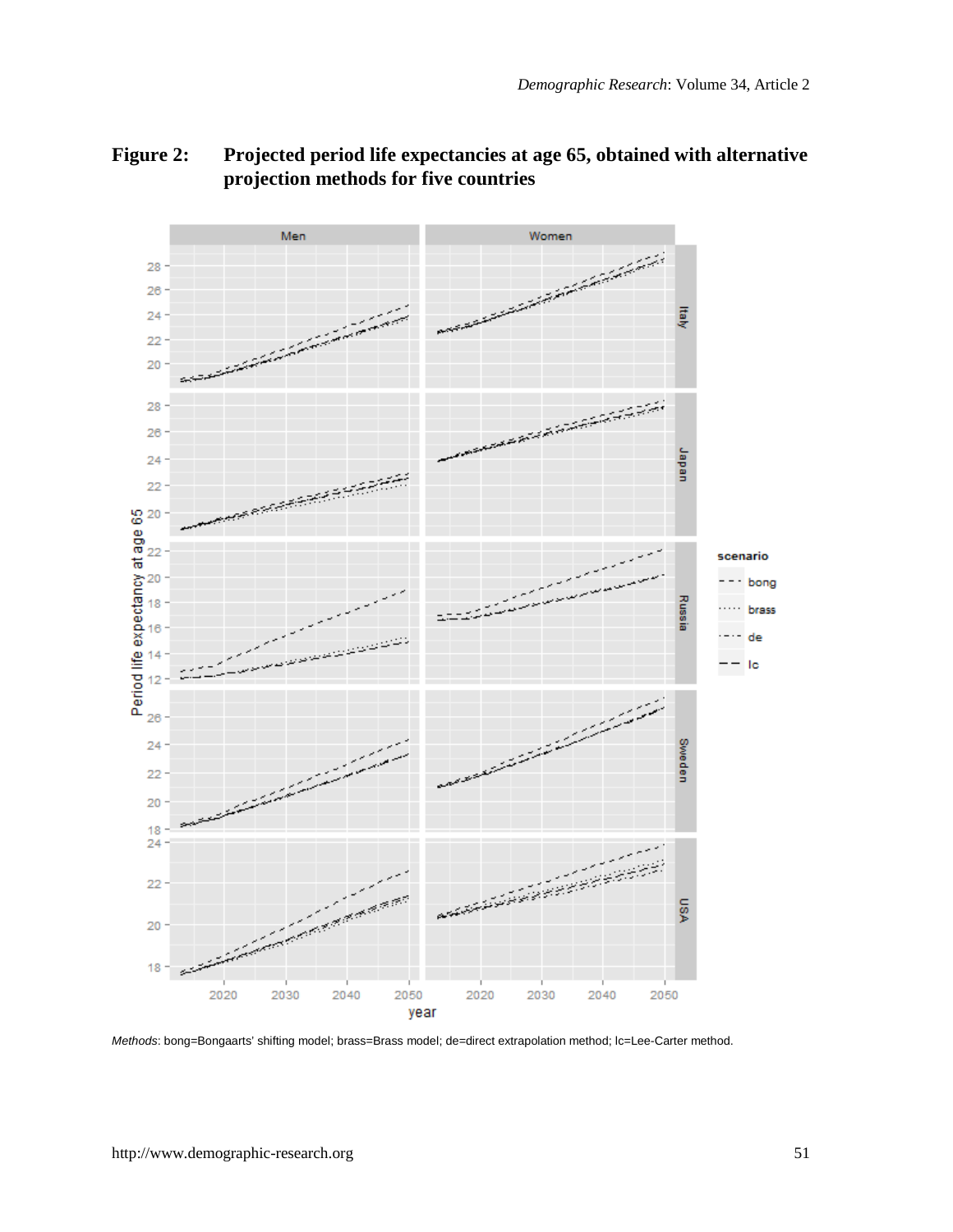**Figure 2: Projected period life expectancies at age 65, obtained with alternative projection methods for five countries**

*Methods*: bong=Bongaarts' shifting model; brass=Brass model; de=direct extrapolation method; lc=Lee-Carter method.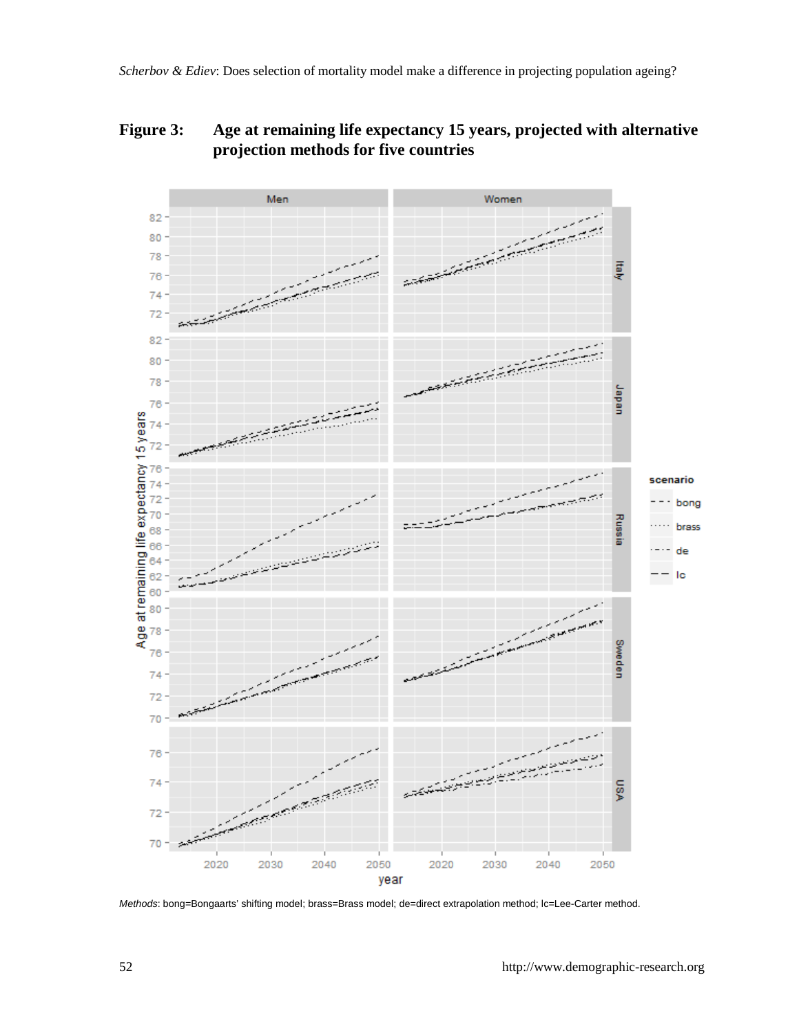**Figure 3: Age at remaining life expectancy 15 years, projected with alternative projection methods for five countries**

*Methods*: bong=Bongaarts' shifting model; brass=Brass model; de=direct extrapolation method; lc=Lee-Carter method.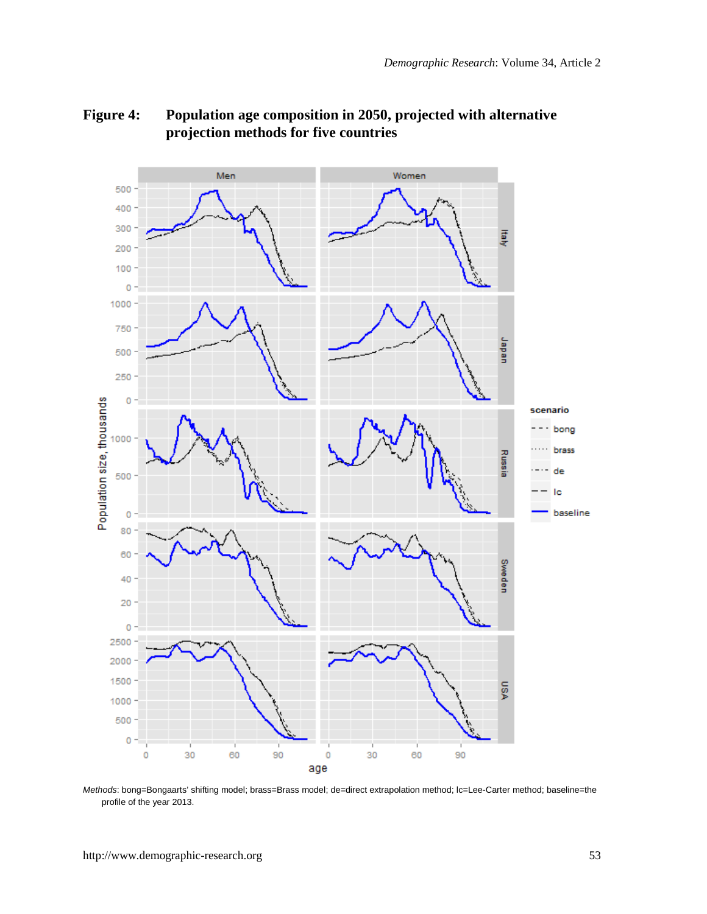**Figure 4: Population age composition in 2050, projected with alternative projection methods for five countries**

*Methods*: bong=Bongaarts' shifting model; brass=Brass model; de=direct extrapolation method; lc=Lee-Carter method; baseline=the profile of the year 2013.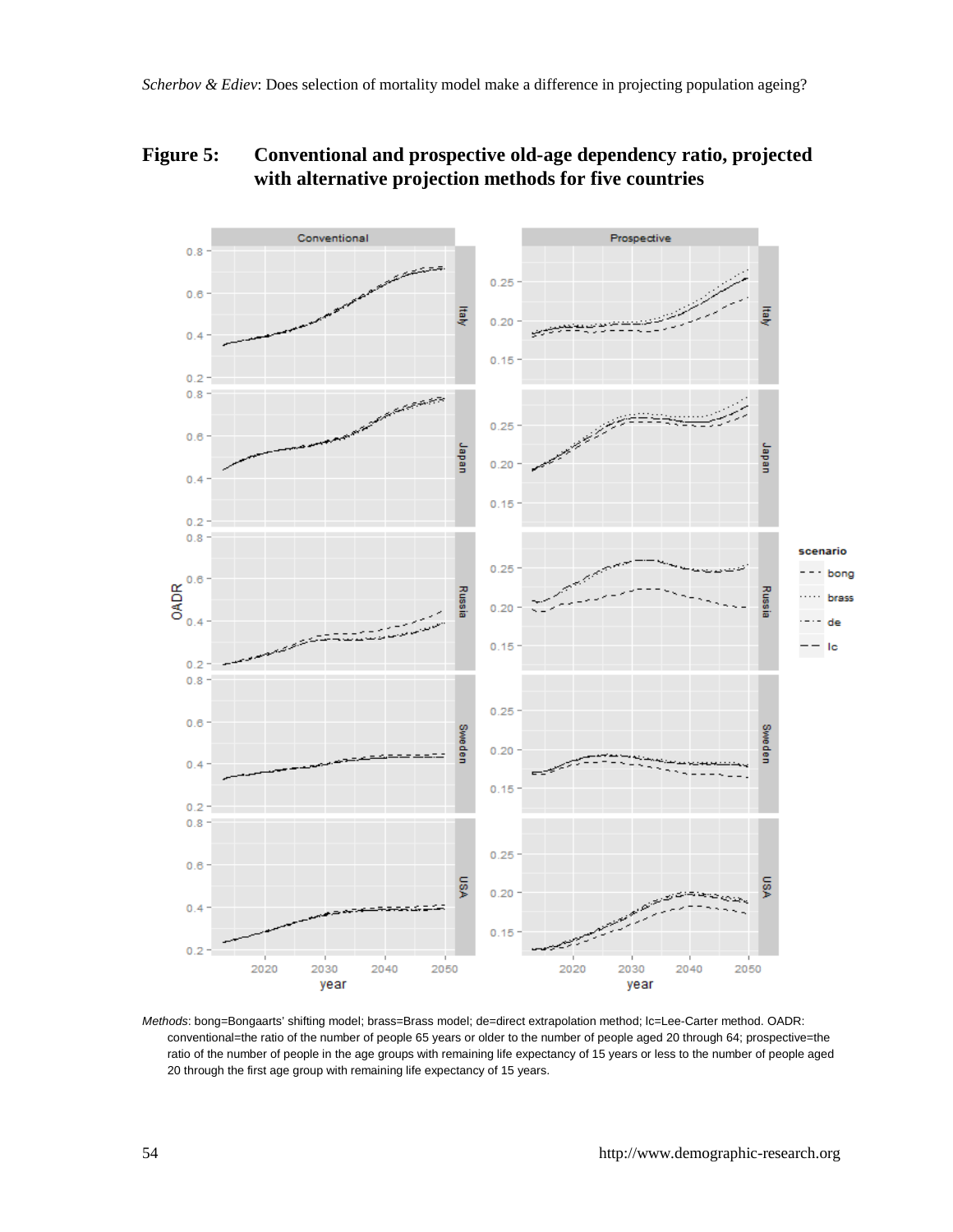**Figure 5: Conventional and prospective old-age dependency ratio, projected with alternative projection methods for five countries**

*Methods*: bong=Bongaarts' shifting model; brass=Brass model; de=direct extrapolation method; lc=Lee-Carter method. OADR: conventional=the ratio of the number of people 65 years or older to the number of people aged 20 through 64; prospective=the ratio of the number of people in the age groups with remaining life expectancy of 15 years or less to the number of people aged 20 through the first age group with remaining life expectancy of 15 years.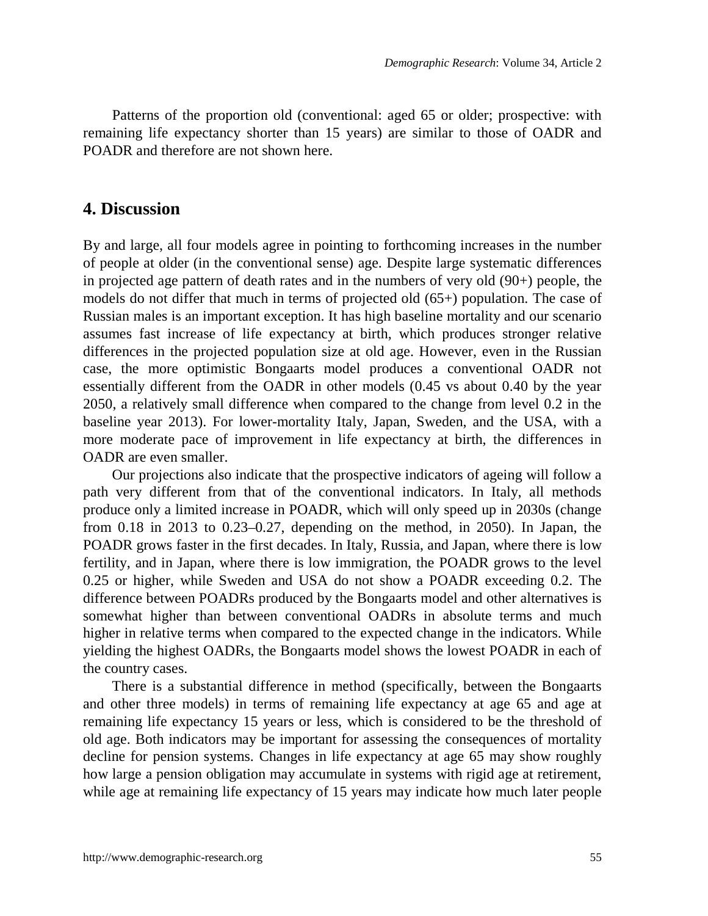Patterns of the proportion old (conventional: aged 65 or older; prospective: with remaining life expectancy shorter than 15 years) are similar to those of OADR and POADR and therefore are not shown here.

## 4. Discussion

By and large, all four models agree in pointing to forthcoming increases in the number of people at older (in the conventional sense) age. Despite large systematic differences in projected age pattern of death rates and in the numbers of very old (90+) people, the models do not differ that much in terms of projected old (65+) population. The case of Russian males is an important exception. It has high baseline mortality and our scenario assumes fast increase of life expectancy at birth, which produces stronger relative differences in the projected population size at old age. However, even in the Russian case, the more optimistic Bongaarts model produces a conventional OADR not essentially different from the OADR in other models (0.45 vs about 0.40 by the year 2050, a relatively small difference when compared to the change from level 0.2 in the baseline year 2013). For lower-mortality Italy, Japan, Sweden, and the USA, with a more moderate pace of improvement in life expectancy at birth, the differences in OADR are even smaller.

Our projections also indicate that the prospective indicators of ageing will follow a path very different from that of the conventional indicators. In Italy, all methods produce only a limited increase in POADR, which will only speed up in 2030s (change from 0.18 in 2013 to 0.23–0.27, depending on the method, in 2050). In Japan, the POADR grows faster in the first decades. In Italy, Russia, and Japan, where there is low fertility, and in Japan, where there is low immigration, the POADR grows to the level 0.25 or higher, while Sweden and USA do not show a POADR exceeding 0.2. The difference between POADRs produced by the Bongaarts model and other alternatives is somewhat higher than between conventional OADRs in absolute terms and much higher in relative terms when compared to the expected change in the indicators. While yielding the highest OADRs, the Bongaarts model shows the lowest POADR in each of the country cases.

There is a substantial difference in method (specifically, between the Bongaarts and other three models) in terms of remaining life expectancy at age 65 and age at remaining life expectancy 15 years or less, which is considered to be the threshold of old age. Both indicators may be important for assessing the consequences of mortality decline for pension systems. Changes in life expectancy at age 65 may show roughly how large a pension obligation may accumulate in systems with rigid age at retirement, while age at remaining life expectancy of 15 years may indicate how much later people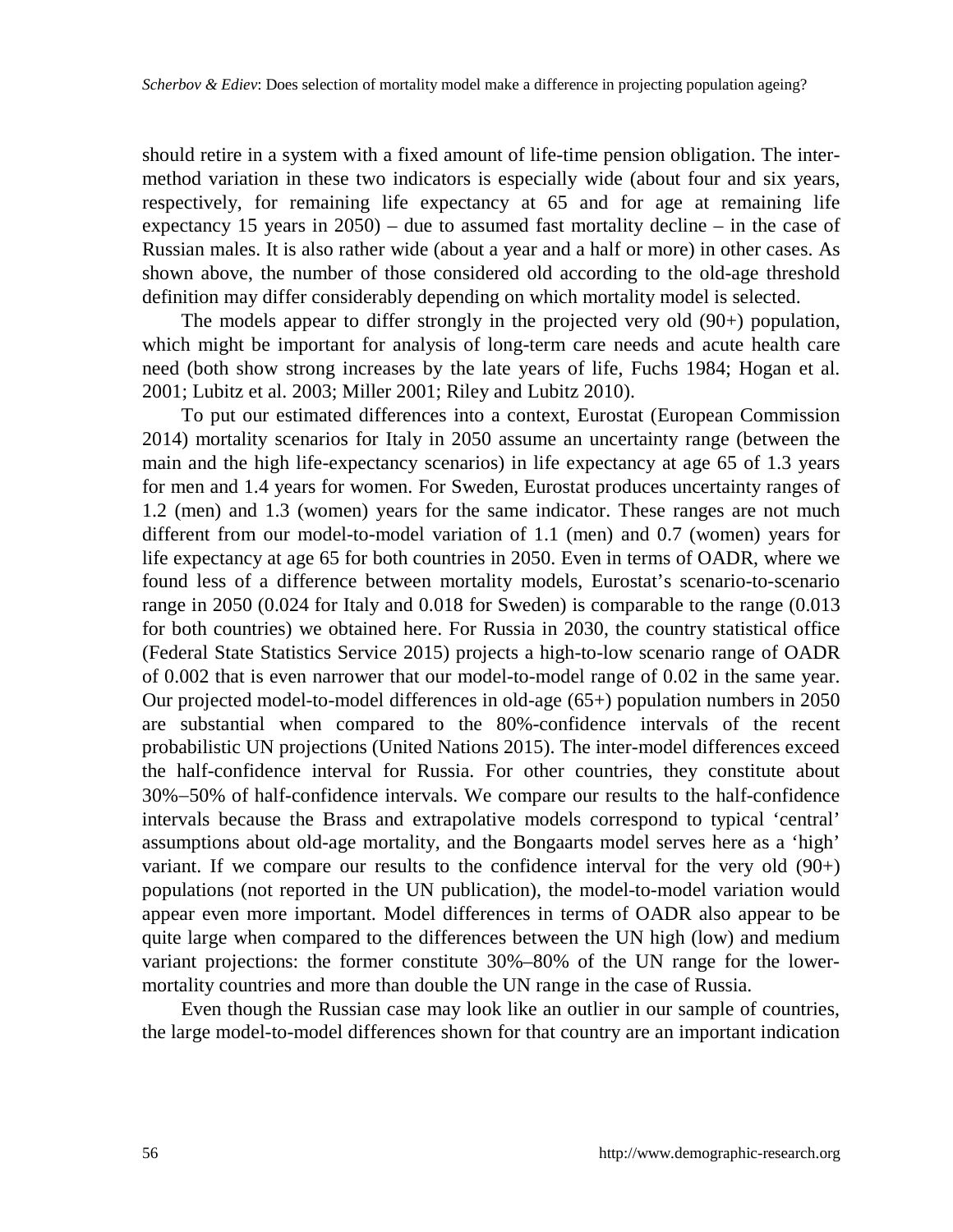should retire in a system with a fixed amount of life-time pension obligation. The inter-method variation in these two indicators is especially wide (about four and six years, respectively, for remaining life expectancy at 65 and for age at remaining life expectancy 15 years in 2050) – due to assumed fast mortality decline – in the case of Russian males. It is also rather wide (about a year and a half or more) in other cases. As shown above, the number of those considered old according to the old-age threshold definition may differ considerably depending on which mortality model is selected.

The models appear to differ strongly in the projected very old (90+) population, which might be important for analysis of long-term care needs and acute health care need (both show strong increases by the late years of life, Fuchs 1984; Hogan et al. 2001; Lubitz et al. 2003; Miller 2001; Riley and Lubitz 2010).

To put our estimated differences into a context, Eurostat (European Commission 2014) mortality scenarios for Italy in 2050 assume an uncertainty range (between the main and the high life-expectancy scenarios) in life expectancy at age 65 of 1.3 years for men and 1.4 years for women. For Sweden, Eurostat produces uncertainty ranges of 1.2 (men) and 1.3 (women) years for the same indicator. These ranges are not much different from our model-to-model variation of 1.1 (men) and 0.7 (women) years for life expectancy at age 65 for both countries in 2050. Even in terms of OADR, where we found less of a difference between mortality models, Eurostat's scenario-to-scenario range in 2050 (0.024 for Italy and 0.018 for Sweden) is comparable to the range (0.013 for both countries) we obtained here. For Russia in 2030, the country statistical office (Federal State Statistics Service 2015) projects a high-to-low scenario range of OADR of 0.002 that is even narrower that our model-to-model range of 0.02 in the same year. Our projected model-to-model differences in old-age (65+) population numbers in 2050 are substantial when compared to the 80%-confidence intervals of the recent probabilistic UN projections (United Nations 2015). The inter-model differences exceed the half-confidence interval for Russia. For other countries, they constitute about 30%–50% of half-confidence intervals. We compare our results to the half-confidence intervals because the Brass and extrapolative models correspond to typical 'central' assumptions about old-age mortality, and the Bongaarts model serves here as a 'high' variant. If we compare our results to the confidence interval for the very old (90+) populations (not reported in the UN publication), the model-to-model variation would appear even more important. Model differences in terms of OADR also appear to be quite large when compared to the differences between the UN high (low) and medium variant projections: the former constitute 30%–80% of the UN range for the lower-mortality countries and more than double the UN range in the case of Russia.

Even though the Russian case may look like an outlier in our sample of countries, the large model-to-model differences shown for that country are an important indication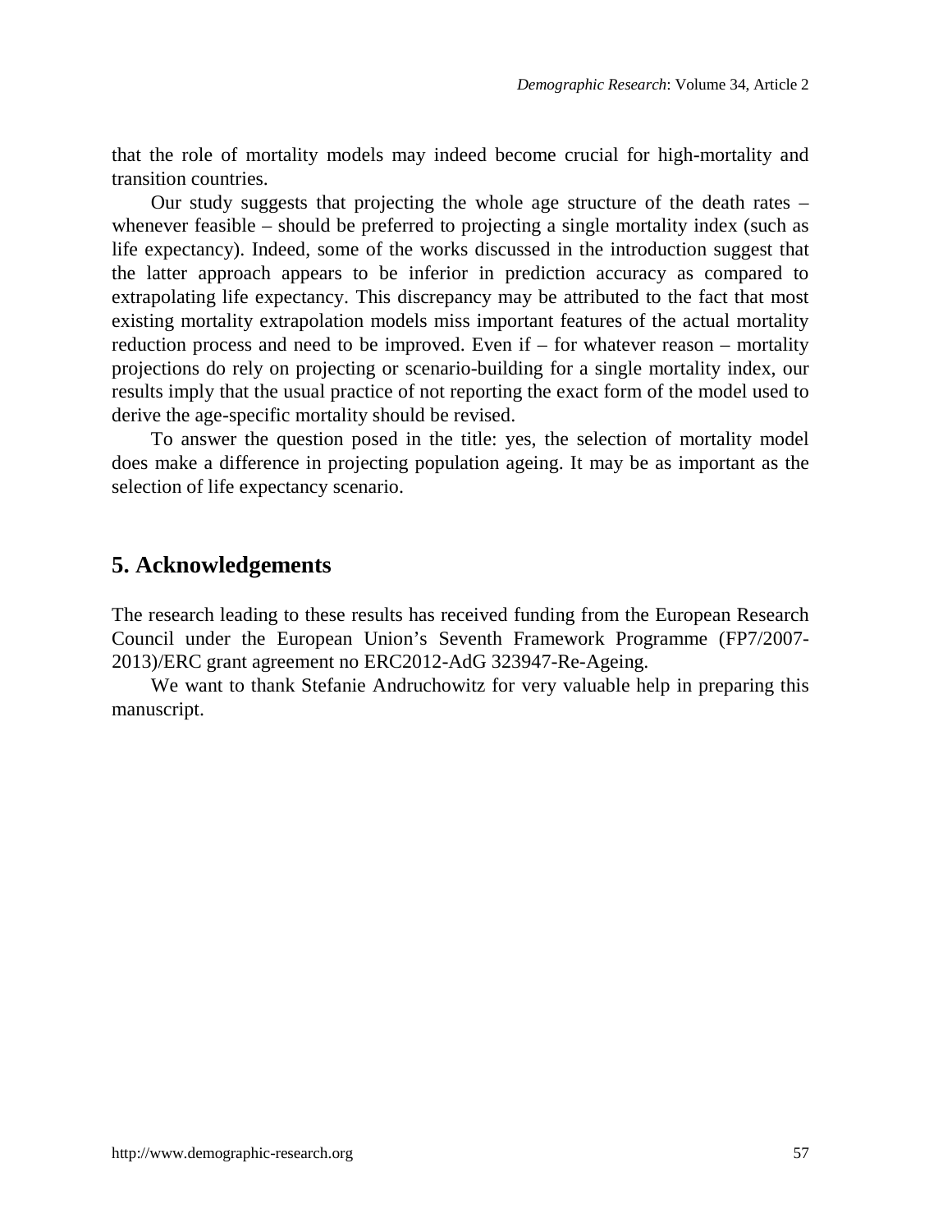that the role of mortality models may indeed become crucial for high-mortality and transition countries.

Our study suggests that projecting the whole age structure of the death rates – whenever feasible – should be preferred to projecting a single mortality index (such as life expectancy). Indeed, some of the works discussed in the introduction suggest that the latter approach appears to be inferior in prediction accuracy as compared to extrapolating life expectancy. This discrepancy may be attributed to the fact that most existing mortality extrapolation models miss important features of the actual mortality reduction process and need to be improved. Even if – for whatever reason – mortality projections do rely on projecting or scenario-building for a single mortality index, our results imply that the usual practice of not reporting the exact form of the model used to derive the age-specific mortality should be revised.

To answer the question posed in the title: yes, the selection of mortality model does make a difference in projecting population ageing. It may be as important as the selection of life expectancy scenario.

## 5. Acknowledgements

The research leading to these results has received funding from the European Research Council under the European Union's Seventh Framework Programme (FP7/2007-2013)/ERC grant agreement no ERC2012-AdG 323947-Re-Ageing.

We want to thank Stefanie Andruchowitz for very valuable help in preparing this manuscript.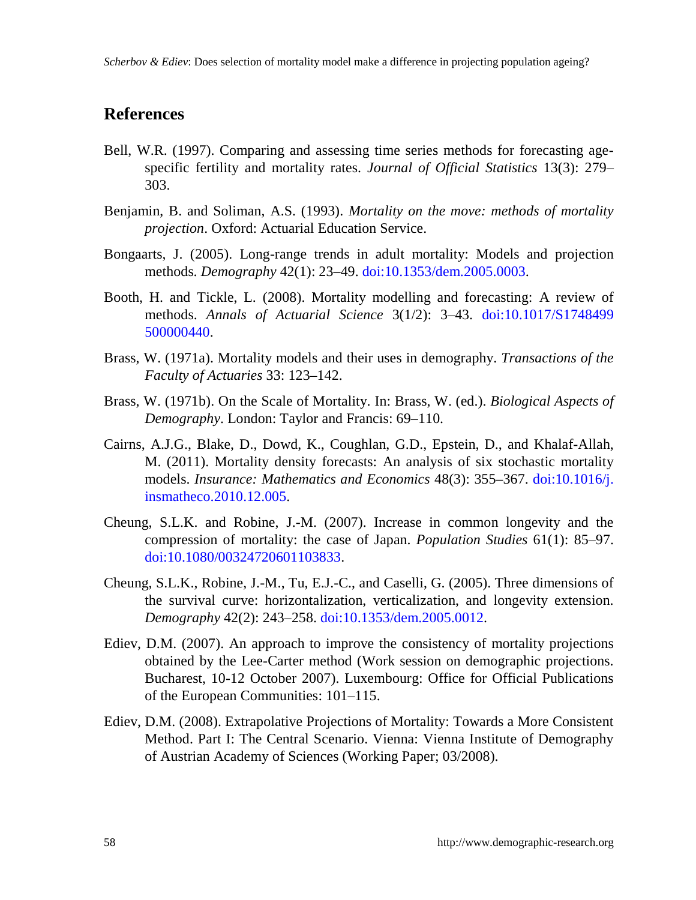## References

Bell, W.R. (1997). Comparing and assessing time series methods for forecasting age-specific fertility and mortality rates. *Journal of Official Statistics* 13(3): 279–303.

Benjamin, B. and Soliman, A.S. (1993). *Mortality on the move: methods of mortality projection*. Oxford: Actuarial Education Service.

Bongaarts, J. (2005). Long-range trends in adult mortality: Models and projection methods. *Demography* 42(1): 23–49. doi:10.1353/dem.2005.0003.

Booth, H. and Tickle, L. (2008). Mortality modelling and forecasting: A review of methods. *Annals of Actuarial Science* 3(1/2): 3–43. doi:10.1017/S1748499500000440.

Brass, W. (1971a). Mortality models and their uses in demography. *Transactions of the Faculty of Actuaries* 33: 123–142.

Brass, W. (1971b). On the Scale of Mortality. In: Brass, W. (ed.). *Biological Aspects of Demography*. London: Taylor and Francis: 69–110.

Cairns, A.J.G., Blake, D., Dowd, K., Coughlan, G.D., Epstein, D., and Khalaf-Allah, M. (2011). Mortality density forecasts: An analysis of six stochastic mortality models. *Insurance: Mathematics and Economics* 48(3): 355–367. doi:10.1016/j.insmatheco.2010.12.005.

Cheung, S.L.K. and Robine, J.-M. (2007). Increase in common longevity and the compression of mortality: the case of Japan. *Population Studies* 61(1): 85–97. doi:10.1080/00324720601103833.

Cheung, S.L.K., Robine, J.-M., Tu, E.J.-C., and Caselli, G. (2005). Three dimensions of the survival curve: horizontalization, verticalization, and longevity extension. *Demography* 42(2): 243–258. doi:10.1353/dem.2005.0012.

Ediev, D.M. (2007). An approach to improve the consistency of mortality projections obtained by the Lee-Carter method (Work session on demographic projections. Bucharest, 10-12 October 2007). Luxembourg: Office for Official Publications of the European Communities: 101–115.

Ediev, D.M. (2008). Extrapolative Projections of Mortality: Towards a More Consistent Method. Part I: The Central Scenario. Vienna: Vienna Institute of Demography of Austrian Academy of Sciences (Working Paper; 03/2008).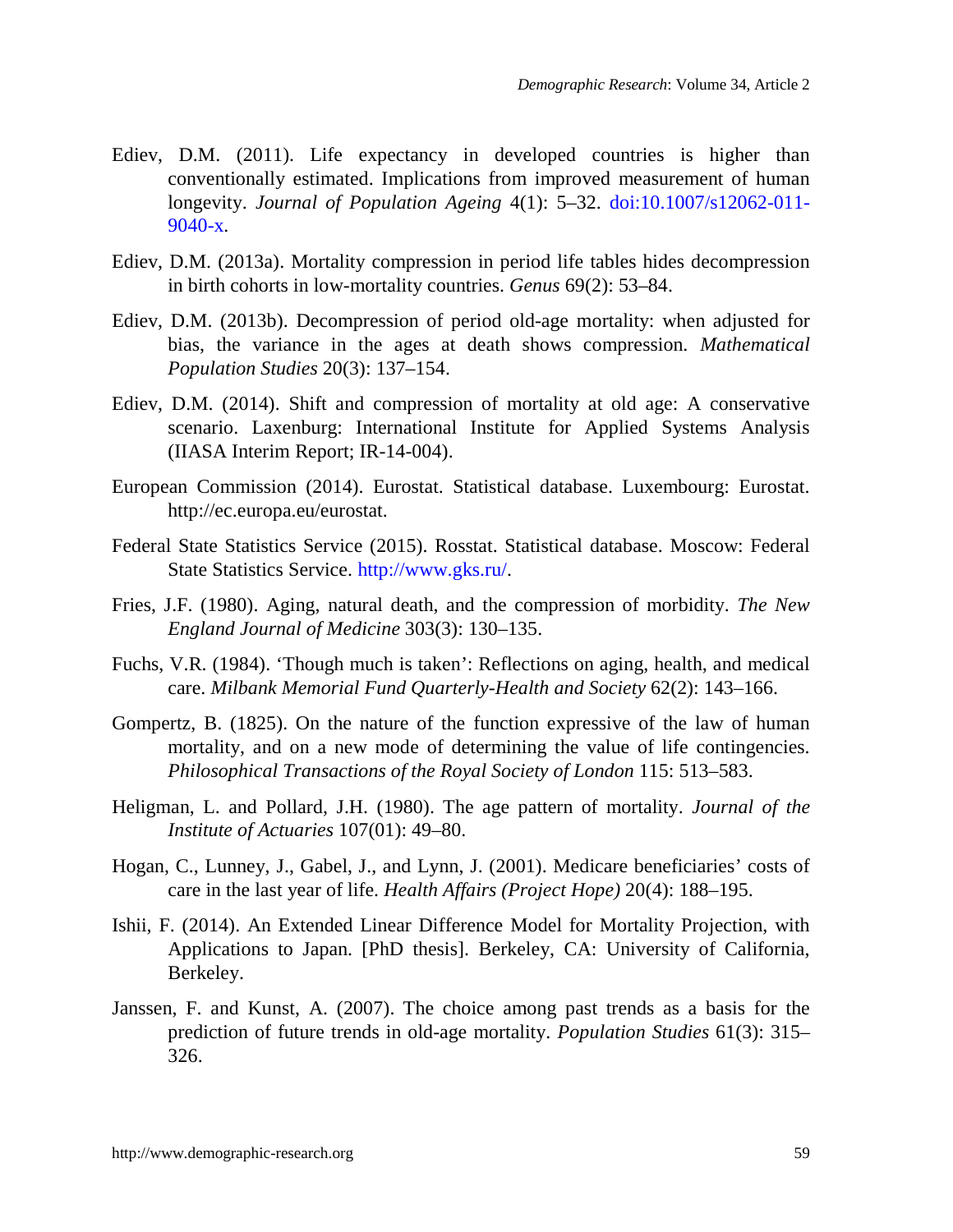Ediev, D.M. (2011). Life expectancy in developed countries is higher than conventionally estimated. Implications from improved measurement of human longevity. *Journal of Population Ageing* 4(1): 5–32. doi:10.1007/s12062-011-9040-x.

Ediev, D.M. (2013a). Mortality compression in period life tables hides decompression in birth cohorts in low-mortality countries. *Genus* 69(2): 53–84.

Ediev, D.M. (2013b). Decompression of period old-age mortality: when adjusted for bias, the variance in the ages at death shows compression. *Mathematical Population Studies* 20(3): 137–154.

Ediev, D.M. (2014). Shift and compression of mortality at old age: A conservative scenario. Laxenburg: International Institute for Applied Systems Analysis (IIASA Interim Report; IR-14-004).

European Commission (2014). Eurostat. Statistical database. Luxembourg: Eurostat. http://ec.europa.eu/eurostat.

Federal State Statistics Service (2015). Rosstat. Statistical database. Moscow: Federal State Statistics Service. http://www.gks.ru/.

Fries, J.F. (1980). Aging, natural death, and the compression of morbidity. *The New England Journal of Medicine* 303(3): 130–135.

Fuchs, V.R. (1984). 'Though much is taken': Reflections on aging, health, and medical care. *Milbank Memorial Fund Quarterly-Health and Society* 62(2): 143–166.

Gompertz, B. (1825). On the nature of the function expressive of the law of human mortality, and on a new mode of determining the value of life contingencies. *Philosophical Transactions of the Royal Society of London* 115: 513–583.

Heligman, L. and Pollard, J.H. (1980). The age pattern of mortality. *Journal of the Institute of Actuaries* 107(01): 49–80.

Hogan, C., Lunney, J., Gabel, J., and Lynn, J. (2001). Medicare beneficiaries' costs of care in the last year of life. *Health Affairs (Project Hope)* 20(4): 188–195.

Ishii, F. (2014). An Extended Linear Difference Model for Mortality Projection, with Applications to Japan. [PhD thesis]. Berkeley, CA: University of California, Berkeley.

Janssen, F. and Kunst, A. (2007). The choice among past trends as a basis for the prediction of future trends in old-age mortality. *Population Studies* 61(3): 315–326.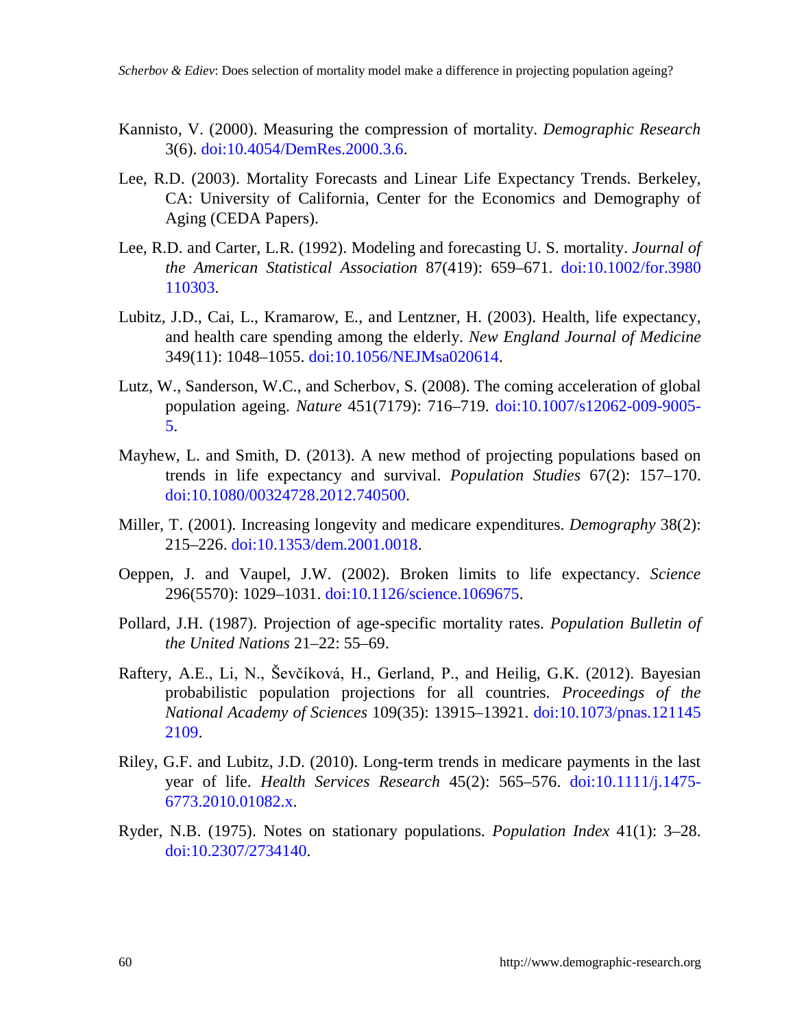Kannisto, V. (2000). Measuring the compression of mortality. *Demographic Research* 3(6). doi:10.4054/DemRes.2000.3.6.

Lee, R.D. (2003). Mortality Forecasts and Linear Life Expectancy Trends. Berkeley, CA: University of California, Center for the Economics and Demography of Aging (CEDA Papers).

Lee, R.D. and Carter, L.R. (1992). Modeling and forecasting U. S. mortality. *Journal of the American Statistical Association* 87(419): 659–671. doi:10.1002/for.3980110303.

Lubitz, J.D., Cai, L., Kramarow, E., and Lentzner, H. (2003). Health, life expectancy, and health care spending among the elderly. *New England Journal of Medicine* 349(11): 1048–1055. doi:10.1056/NEJMsa020614.

Lutz, W., Sanderson, W.C., and Scherbov, S. (2008). The coming acceleration of global population ageing. *Nature* 451(7179): 716–719. doi:10.1007/s12062-009-9005-5.

Mayhew, L. and Smith, D. (2013). A new method of projecting populations based on trends in life expectancy and survival. *Population Studies* 67(2): 157–170. doi:10.1080/00324728.2012.740500.

Miller, T. (2001). Increasing longevity and medicare expenditures. *Demography* 38(2): 215–226. doi:10.1353/dem.2001.0018.

Oeppen, J. and Vaupel, J.W. (2002). Broken limits to life expectancy. *Science* 296(5570): 1029–1031. doi:10.1126/science.1069675.

Pollard, J.H. (1987). Projection of age-specific mortality rates. *Population Bulletin of the United Nations* 21–22: 55–69.

Raftery, A.E., Li, N., Ševčíková, H., Gerland, P., and Heilig, G.K. (2012). Bayesian probabilistic population projections for all countries. *Proceedings of the National Academy of Sciences* 109(35): 13915–13921. doi:10.1073/pnas.1211452109.

Riley, G.F. and Lubitz, J.D. (2010). Long-term trends in medicare payments in the last year of life. *Health Services Research* 45(2): 565–576. doi:10.1111/j.1475-6773.2010.01082.x.

Ryder, N.B. (1975). Notes on stationary populations. *Population Index* 41(1): 3–28. doi:10.2307/2734140.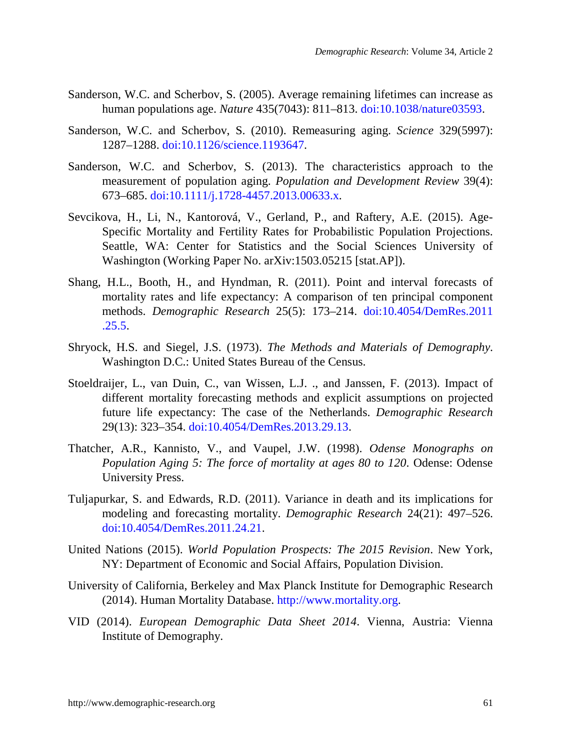Sanderson, W.C. and Scherbov, S. (2005). Average remaining lifetimes can increase as human populations age. *Nature* 435(7043): 811–813. doi:10.1038/nature03593.

Sanderson, W.C. and Scherbov, S. (2010). Remeasuring aging. *Science* 329(5997): 1287–1288. doi:10.1126/science.1193647.

Sanderson, W.C. and Scherbov, S. (2013). The characteristics approach to the measurement of population aging. *Population and Development Review* 39(4): 673–685. doi:10.1111/j.1728-4457.2013.00633.x.

Sevcikova, H., Li, N., Kantorová, V., Gerland, P., and Raftery, A.E. (2015). Age-Specific Mortality and Fertility Rates for Probabilistic Population Projections. Seattle, WA: Center for Statistics and the Social Sciences University of Washington (Working Paper No. arXiv:1503.05215 [stat.AP]).

Shang, H.L., Booth, H., and Hyndman, R. (2011). Point and interval forecasts of mortality rates and life expectancy: A comparison of ten principal component methods. *Demographic Research* 25(5): 173–214. doi:10.4054/DemRes.2011.25.5.

Shryock, H.S. and Siegel, J.S. (1973). *The Methods and Materials of Demography*. Washington D.C.: United States Bureau of the Census.

Stoeldraijer, L., van Duin, C., van Wissen, L.J. ., and Janssen, F. (2013). Impact of different mortality forecasting methods and explicit assumptions on projected future life expectancy: The case of the Netherlands. *Demographic Research* 29(13): 323–354. doi:10.4054/DemRes.2013.29.13.

Thatcher, A.R., Kannisto, V., and Vaupel, J.W. (1998). *Odense Monographs on Population Aging 5: The force of mortality at ages 80 to 120*. Odense: Odense University Press.

Tuljapurkar, S. and Edwards, R.D. (2011). Variance in death and its implications for modeling and forecasting mortality. *Demographic Research* 24(21): 497–526. doi:10.4054/DemRes.2011.24.21.

United Nations (2015). *World Population Prospects: The 2015 Revision*. New York, NY: Department of Economic and Social Affairs, Population Division.

University of California, Berkeley and Max Planck Institute for Demographic Research (2014). Human Mortality Database. http://www.mortality.org.

VID (2014). *European Demographic Data Sheet 2014*. Vienna, Austria: Vienna Institute of Demography.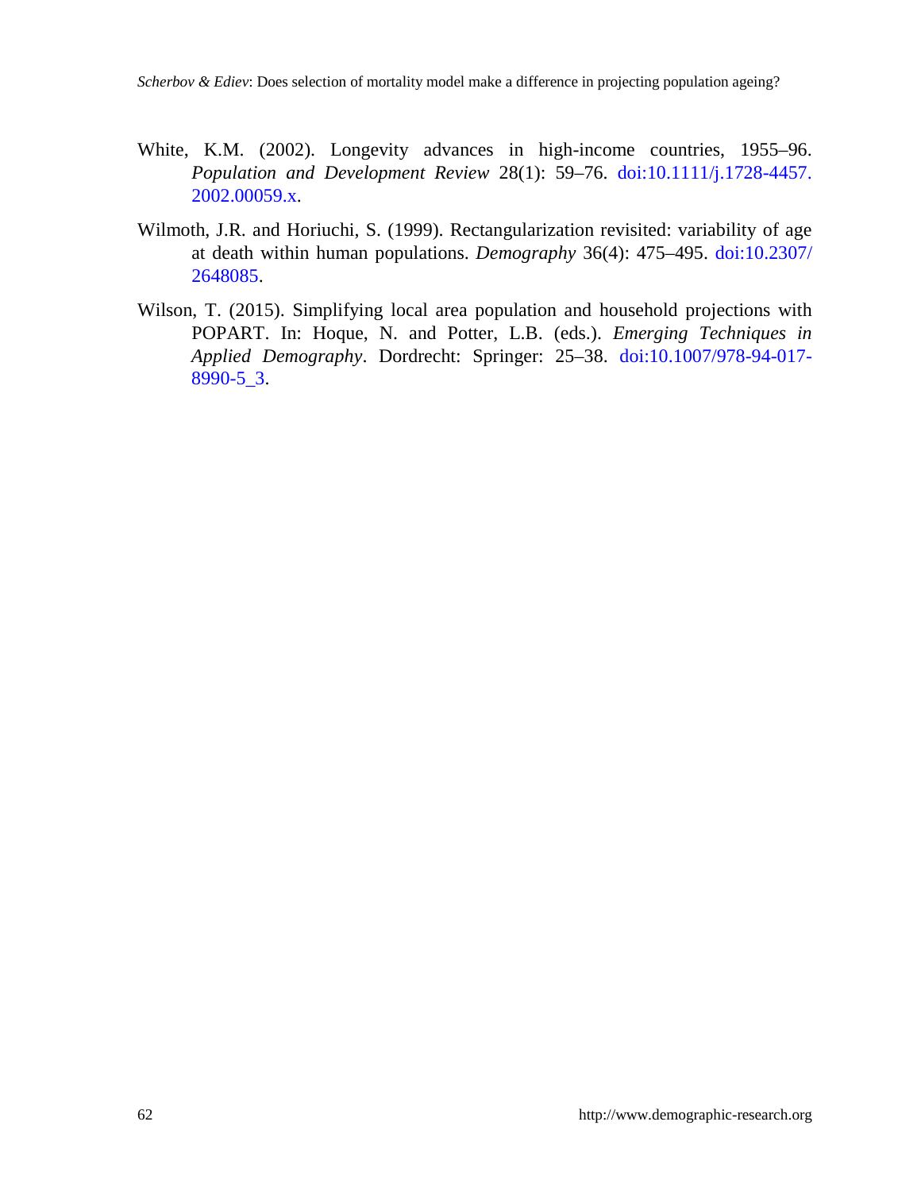White, K.M. (2002). Longevity advances in high-income countries, 1955–96. *Population and Development Review* 28(1): 59–76. doi:10.1111/j.1728-4457.2002.00059.x.

Wilmoth, J.R. and Horiuchi, S. (1999). Rectangularization revisited: variability of age at death within human populations. *Demography* 36(4): 475–495. doi:10.2307/2648085.

Wilson, T. (2015). Simplifying local area population and household projections with POPART. In: Hoque, N. and Potter, L.B. (eds.). *Emerging Techniques in Applied Demography*. Dordrecht: Springer: 25–38. doi:10.1007/978-94-017-8990-5_3.